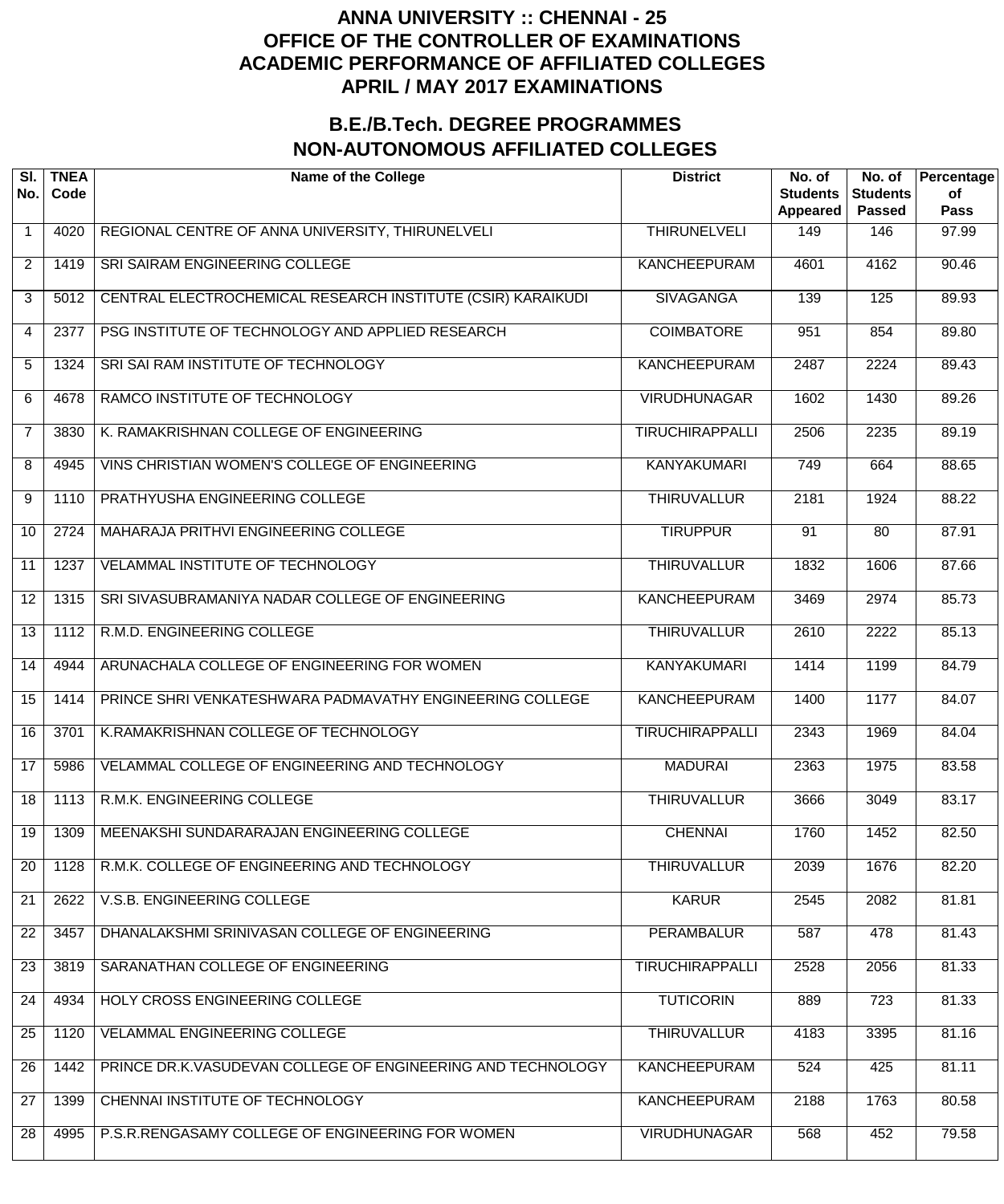# ANNA UNIVERSITY :: CHENNAI - 25
# OFFICE OF THE CONTROLLER OF EXAMINATIONS
# ACADEMIC PERFORMANCE OF AFFILIATED COLLEGES
# APRIL / MAY 2017 EXAMINATIONS

## B.E./B.Tech. DEGREE PROGRAMMES
## NON-AUTONOMOUS AFFILIATED COLLEGES

| Sl. No. | TNEA Code | Name of the College | District | No. of Students Appeared | No. of Students Passed | Percentage of Pass |
|---|---|---|---|---|---|---|
| 1 | 4020 | REGIONAL CENTRE OF ANNA UNIVERSITY, THIRUNELVELI | THIRUNELVELI | 149 | 146 | 97.99 |
| 2 | 1419 | SRI SAIRAM ENGINEERING COLLEGE | KANCHEEPURAM | 4601 | 4162 | 90.46 |
| 3 | 5012 | CENTRAL ELECTROCHEMICAL RESEARCH INSTITUTE (CSIR) KARAIKUDI | SIVAGANGA | 139 | 125 | 89.93 |
| 4 | 2377 | PSG INSTITUTE OF TECHNOLOGY AND APPLIED RESEARCH | COIMBATORE | 951 | 854 | 89.80 |
| 5 | 1324 | SRI SAI RAM INSTITUTE OF TECHNOLOGY | KANCHEEPURAM | 2487 | 2224 | 89.43 |
| 6 | 4678 | RAMCO INSTITUTE OF TECHNOLOGY | VIRUDHUNAGAR | 1602 | 1430 | 89.26 |
| 7 | 3830 | K. RAMAKRISHNAN COLLEGE OF ENGINEERING | TIRUCHIRAPPALLI | 2506 | 2235 | 89.19 |
| 8 | 4945 | VINS CHRISTIAN WOMEN'S COLLEGE OF ENGINEERING | KANYAKUMARI | 749 | 664 | 88.65 |
| 9 | 1110 | PRATHYUSHA ENGINEERING COLLEGE | THIRUVALLUR | 2181 | 1924 | 88.22 |
| 10 | 2724 | MAHARAJA PRITHVI ENGINEERING COLLEGE | TIRUPPUR | 91 | 80 | 87.91 |
| 11 | 1237 | VELAMMAL INSTITUTE OF TECHNOLOGY | THIRUVALLUR | 1832 | 1606 | 87.66 |
| 12 | 1315 | SRI SIVASUBRAMANIYA NADAR COLLEGE OF ENGINEERING | KANCHEEPURAM | 3469 | 2974 | 85.73 |
| 13 | 1112 | R.M.D. ENGINEERING COLLEGE | THIRUVALLUR | 2610 | 2222 | 85.13 |
| 14 | 4944 | ARUNACHALA COLLEGE OF ENGINEERING FOR WOMEN | KANYAKUMARI | 1414 | 1199 | 84.79 |
| 15 | 1414 | PRINCE SHRI VENKATESHWARA PADMAVATHY ENGINEERING COLLEGE | KANCHEEPURAM | 1400 | 1177 | 84.07 |
| 16 | 3701 | K.RAMAKRISHNAN COLLEGE OF TECHNOLOGY | TIRUCHIRAPPALLI | 2343 | 1969 | 84.04 |
| 17 | 5986 | VELAMMAL COLLEGE OF ENGINEERING AND TECHNOLOGY | MADURAI | 2363 | 1975 | 83.58 |
| 18 | 1113 | R.M.K. ENGINEERING COLLEGE | THIRUVALLUR | 3666 | 3049 | 83.17 |
| 19 | 1309 | MEENAKSHI SUNDARARAJAN ENGINEERING COLLEGE | CHENNAI | 1760 | 1452 | 82.50 |
| 20 | 1128 | R.M.K. COLLEGE OF ENGINEERING AND TECHNOLOGY | THIRUVALLUR | 2039 | 1676 | 82.20 |
| 21 | 2622 | V.S.B. ENGINEERING COLLEGE | KARUR | 2545 | 2082 | 81.81 |
| 22 | 3457 | DHANALAKSHMI SRINIVASAN COLLEGE OF ENGINEERING | PERAMBALUR | 587 | 478 | 81.43 |
| 23 | 3819 | SARANATHAN COLLEGE OF ENGINEERING | TIRUCHIRAPPALLI | 2528 | 2056 | 81.33 |
| 24 | 4934 | HOLY CROSS ENGINEERING COLLEGE | TUTICORIN | 889 | 723 | 81.33 |
| 25 | 1120 | VELAMMAL ENGINEERING COLLEGE | THIRUVALLUR | 4183 | 3395 | 81.16 |
| 26 | 1442 | PRINCE DR.K.VASUDEVAN COLLEGE OF ENGINEERING AND TECHNOLOGY | KANCHEEPURAM | 524 | 425 | 81.11 |
| 27 | 1399 | CHENNAI INSTITUTE OF TECHNOLOGY | KANCHEEPURAM | 2188 | 1763 | 80.58 |
| 28 | 4995 | P.S.R.RENGASAMY COLLEGE OF ENGINEERING FOR WOMEN | VIRUDHUNAGAR | 568 | 452 | 79.58 |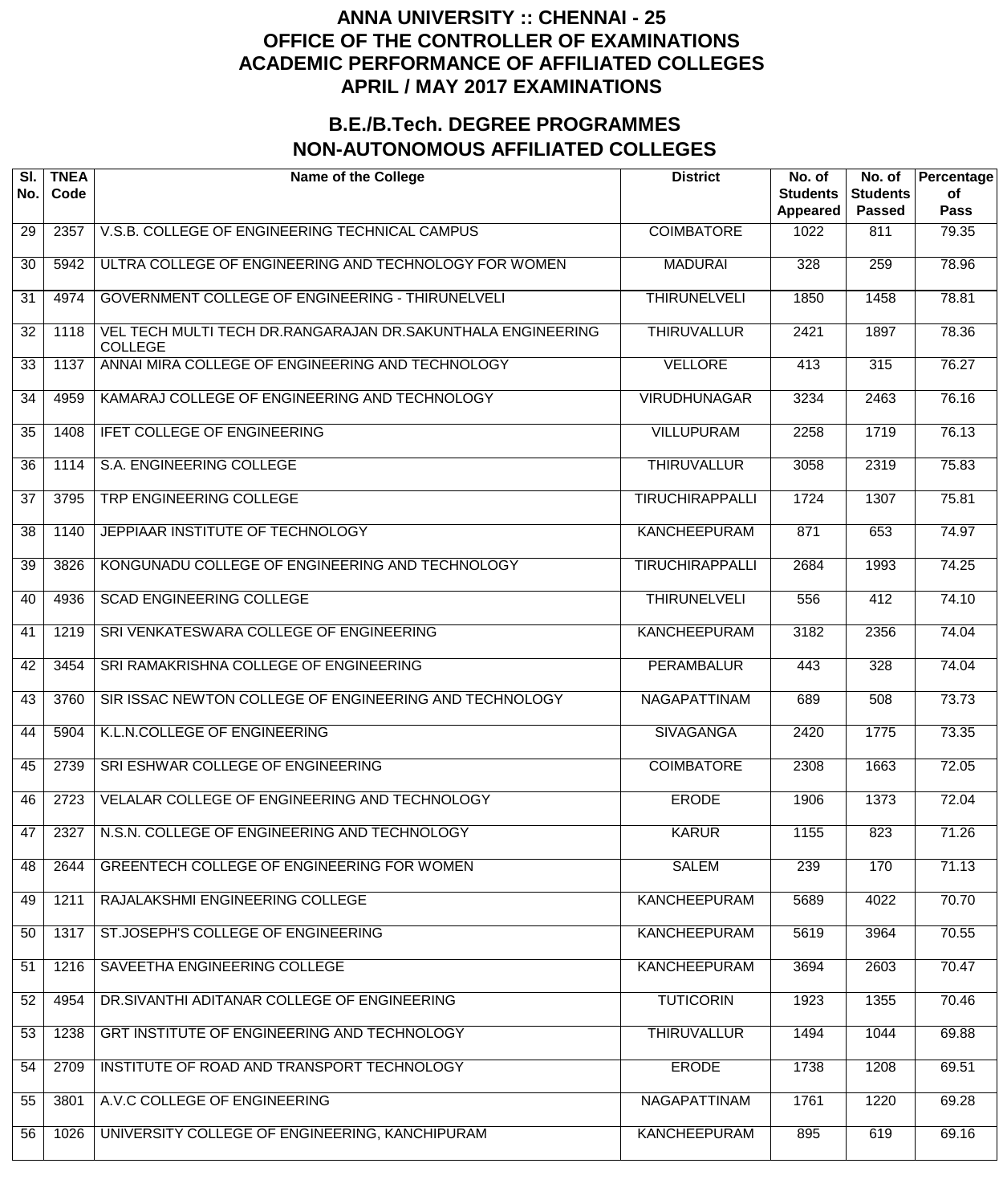# ANNA UNIVERSITY :: CHENNAI - 25
# OFFICE OF THE CONTROLLER OF EXAMINATIONS
# ACADEMIC PERFORMANCE OF AFFILIATED COLLEGES
# APRIL / MAY 2017 EXAMINATIONS

## B.E./B.Tech. DEGREE PROGRAMMES
## NON-AUTONOMOUS AFFILIATED COLLEGES

| Sl. No. | TNEA Code | Name of the College | District | No. of Students Appeared | No. of Students Passed | Percentage of Pass |
|---|---|---|---|---|---|---|
| 29 | 2357 | V.S.B. COLLEGE OF ENGINEERING TECHNICAL CAMPUS | COIMBATORE | 1022 | 811 | 79.35 |
| 30 | 5942 | ULTRA COLLEGE OF ENGINEERING AND TECHNOLOGY FOR WOMEN | MADURAI | 328 | 259 | 78.96 |
| 31 | 4974 | GOVERNMENT COLLEGE OF ENGINEERING - THIRUNELVELI | THIRUNELVELI | 1850 | 1458 | 78.81 |
| 32 | 1118 | VEL TECH MULTI TECH DR.RANGARAJAN DR.SAKUNTHALA ENGINEERING COLLEGE | THIRUVALLUR | 2421 | 1897 | 78.36 |
| 33 | 1137 | ANNAI MIRA COLLEGE OF ENGINEERING AND TECHNOLOGY | VELLORE | 413 | 315 | 76.27 |
| 34 | 4959 | KAMARAJ COLLEGE OF ENGINEERING AND TECHNOLOGY | VIRUDHUNAGAR | 3234 | 2463 | 76.16 |
| 35 | 1408 | IFET COLLEGE OF ENGINEERING | VILLUPURAM | 2258 | 1719 | 76.13 |
| 36 | 1114 | S.A. ENGINEERING COLLEGE | THIRUVALLUR | 3058 | 2319 | 75.83 |
| 37 | 3795 | TRP ENGINEERING COLLEGE | TIRUCHIRAPPALLI | 1724 | 1307 | 75.81 |
| 38 | 1140 | JEPPIAAR INSTITUTE OF TECHNOLOGY | KANCHEEPURAM | 871 | 653 | 74.97 |
| 39 | 3826 | KONGUNADU COLLEGE OF ENGINEERING AND TECHNOLOGY | TIRUCHIRAPPALLI | 2684 | 1993 | 74.25 |
| 40 | 4936 | SCAD ENGINEERING COLLEGE | THIRUNELVELI | 556 | 412 | 74.10 |
| 41 | 1219 | SRI VENKATESWARA COLLEGE OF ENGINEERING | KANCHEEPURAM | 3182 | 2356 | 74.04 |
| 42 | 3454 | SRI RAMAKRISHNA COLLEGE OF ENGINEERING | PERAMBALUR | 443 | 328 | 74.04 |
| 43 | 3760 | SIR ISSAC NEWTON COLLEGE OF ENGINEERING AND TECHNOLOGY | NAGAPATTINAM | 689 | 508 | 73.73 |
| 44 | 5904 | K.L.N.COLLEGE OF ENGINEERING | SIVAGANGA | 2420 | 1775 | 73.35 |
| 45 | 2739 | SRI ESHWAR COLLEGE OF ENGINEERING | COIMBATORE | 2308 | 1663 | 72.05 |
| 46 | 2723 | VELALAR COLLEGE OF ENGINEERING AND TECHNOLOGY | ERODE | 1906 | 1373 | 72.04 |
| 47 | 2327 | N.S.N. COLLEGE OF ENGINEERING AND TECHNOLOGY | KARUR | 1155 | 823 | 71.26 |
| 48 | 2644 | GREENTECH COLLEGE OF ENGINEERING FOR WOMEN | SALEM | 239 | 170 | 71.13 |
| 49 | 1211 | RAJALAKSHMI ENGINEERING COLLEGE | KANCHEEPURAM | 5689 | 4022 | 70.70 |
| 50 | 1317 | ST.JOSEPH'S COLLEGE OF ENGINEERING | KANCHEEPURAM | 5619 | 3964 | 70.55 |
| 51 | 1216 | SAVEETHA ENGINEERING COLLEGE | KANCHEEPURAM | 3694 | 2603 | 70.47 |
| 52 | 4954 | DR.SIVANTHI ADITANAR COLLEGE OF ENGINEERING | TUTICORIN | 1923 | 1355 | 70.46 |
| 53 | 1238 | GRT INSTITUTE OF ENGINEERING AND TECHNOLOGY | THIRUVALLUR | 1494 | 1044 | 69.88 |
| 54 | 2709 | INSTITUTE OF ROAD AND TRANSPORT TECHNOLOGY | ERODE | 1738 | 1208 | 69.51 |
| 55 | 3801 | A.V.C COLLEGE OF ENGINEERING | NAGAPATTINAM | 1761 | 1220 | 69.28 |
| 56 | 1026 | UNIVERSITY COLLEGE OF ENGINEERING, KANCHIPURAM | KANCHEEPURAM | 895 | 619 | 69.16 |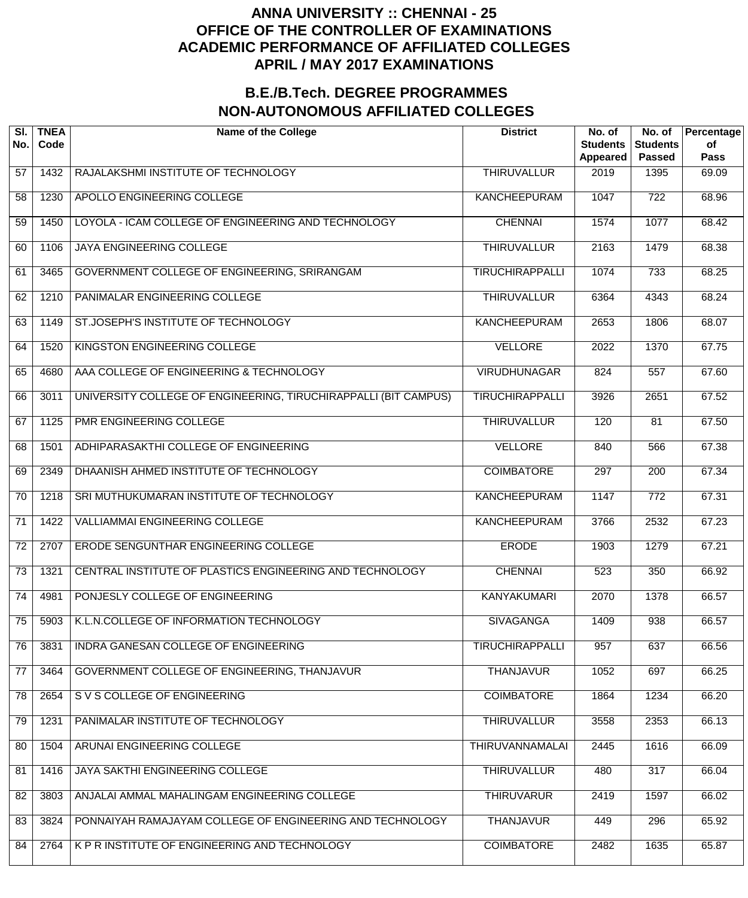# ANNA UNIVERSITY :: CHENNAI - 25
# OFFICE OF THE CONTROLLER OF EXAMINATIONS
# ACADEMIC PERFORMANCE OF AFFILIATED COLLEGES
# APRIL / MAY 2017 EXAMINATIONS

## B.E./B.Tech. DEGREE PROGRAMMES
## NON-AUTONOMOUS AFFILIATED COLLEGES

| Sl. No. | TNEA Code | Name of the College | District | No. of Students Appeared | No. of Students Passed | Percentage of Pass |
|---|---|---|---|---|---|---|
| 57 | 1432 | RAJALAKSHMI INSTITUTE OF TECHNOLOGY | THIRUVALLUR | 2019 | 1395 | 69.09 |
| 58 | 1230 | APOLLO ENGINEERING COLLEGE | KANCHEEPURAM | 1047 | 722 | 68.96 |
| 59 | 1450 | LOYOLA - ICAM COLLEGE OF ENGINEERING AND TECHNOLOGY | CHENNAI | 1574 | 1077 | 68.42 |
| 60 | 1106 | JAYA ENGINEERING COLLEGE | THIRUVALLUR | 2163 | 1479 | 68.38 |
| 61 | 3465 | GOVERNMENT COLLEGE OF ENGINEERING, SRIRANGAM | TIRUCHIRAPPALLI | 1074 | 733 | 68.25 |
| 62 | 1210 | PANIMALAR ENGINEERING COLLEGE | THIRUVALLUR | 6364 | 4343 | 68.24 |
| 63 | 1149 | ST.JOSEPH'S INSTITUTE OF TECHNOLOGY | KANCHEEPURAM | 2653 | 1806 | 68.07 |
| 64 | 1520 | KINGSTON ENGINEERING COLLEGE | VELLORE | 2022 | 1370 | 67.75 |
| 65 | 4680 | AAA COLLEGE OF ENGINEERING & TECHNOLOGY | VIRUDHUNAGAR | 824 | 557 | 67.60 |
| 66 | 3011 | UNIVERSITY COLLEGE OF ENGINEERING, TIRUCHIRAPPALLI (BIT CAMPUS) | TIRUCHIRAPPALLI | 3926 | 2651 | 67.52 |
| 67 | 1125 | PMR ENGINEERING COLLEGE | THIRUVALLUR | 120 | 81 | 67.50 |
| 68 | 1501 | ADHIPARASAKTHI COLLEGE OF ENGINEERING | VELLORE | 840 | 566 | 67.38 |
| 69 | 2349 | DHAANISH AHMED INSTITUTE OF TECHNOLOGY | COIMBATORE | 297 | 200 | 67.34 |
| 70 | 1218 | SRI MUTHUKUMARAN INSTITUTE OF TECHNOLOGY | KANCHEEPURAM | 1147 | 772 | 67.31 |
| 71 | 1422 | VALLIAMMAI ENGINEERING COLLEGE | KANCHEEPURAM | 3766 | 2532 | 67.23 |
| 72 | 2707 | ERODE SENGUNTHAR ENGINEERING COLLEGE | ERODE | 1903 | 1279 | 67.21 |
| 73 | 1321 | CENTRAL INSTITUTE OF PLASTICS ENGINEERING AND TECHNOLOGY | CHENNAI | 523 | 350 | 66.92 |
| 74 | 4981 | PONJESLY COLLEGE OF ENGINEERING | KANYAKUMARI | 2070 | 1378 | 66.57 |
| 75 | 5903 | K.L.N.COLLEGE OF INFORMATION TECHNOLOGY | SIVAGANGA | 1409 | 938 | 66.57 |
| 76 | 3831 | INDRA GANESAN COLLEGE OF ENGINEERING | TIRUCHIRAPPALLI | 957 | 637 | 66.56 |
| 77 | 3464 | GOVERNMENT COLLEGE OF ENGINEERING, THANJAVUR | THANJAVUR | 1052 | 697 | 66.25 |
| 78 | 2654 | S V S COLLEGE OF ENGINEERING | COIMBATORE | 1864 | 1234 | 66.20 |
| 79 | 1231 | PANIMALAR INSTITUTE OF TECHNOLOGY | THIRUVALLUR | 3558 | 2353 | 66.13 |
| 80 | 1504 | ARUNAI ENGINEERING COLLEGE | THIRUVANNAMALAI | 2445 | 1616 | 66.09 |
| 81 | 1416 | JAYA SAKTHI ENGINEERING COLLEGE | THIRUVALLUR | 480 | 317 | 66.04 |
| 82 | 3803 | ANJALAI AMMAL MAHALINGAM ENGINEERING COLLEGE | THIRUVARUR | 2419 | 1597 | 66.02 |
| 83 | 3824 | PONNAIYAH RAMAJAYAM COLLEGE OF ENGINEERING AND TECHNOLOGY | THANJAVUR | 449 | 296 | 65.92 |
| 84 | 2764 | K P R INSTITUTE OF ENGINEERING AND TECHNOLOGY | COIMBATORE | 2482 | 1635 | 65.87 |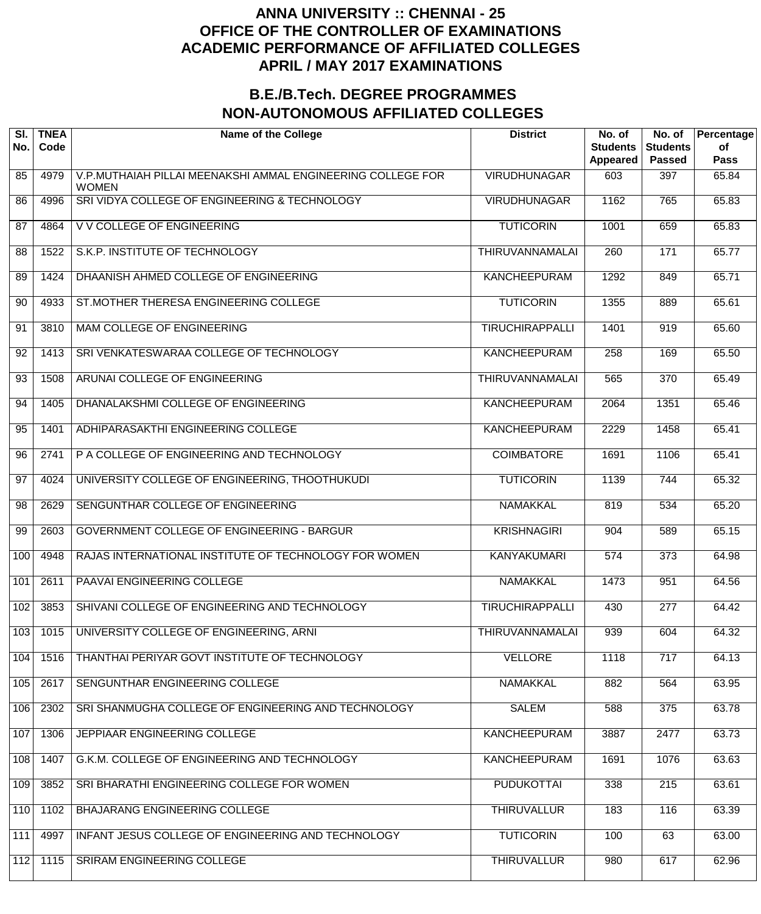# ANNA UNIVERSITY :: CHENNAI - 25
# OFFICE OF THE CONTROLLER OF EXAMINATIONS
# ACADEMIC PERFORMANCE OF AFFILIATED COLLEGES
# APRIL / MAY 2017 EXAMINATIONS

## B.E./B.Tech. DEGREE PROGRAMMES
## NON-AUTONOMOUS AFFILIATED COLLEGES

| Sl. No. | TNEA Code | Name of the College | District | No. of Students Appeared | No. of Students Passed | Percentage of Pass |
|---|---|---|---|---|---|---|
| 85 | 4979 | V.P.MUTHAIAH PILLAI MEENAKSHI AMMAL ENGINEERING COLLEGE FOR WOMEN | VIRUDHUNAGAR | 603 | 397 | 65.84 |
| 86 | 4996 | SRI VIDYA COLLEGE OF ENGINEERING & TECHNOLOGY | VIRUDHUNAGAR | 1162 | 765 | 65.83 |
| 87 | 4864 | V V COLLEGE OF ENGINEERING | TUTICORIN | 1001 | 659 | 65.83 |
| 88 | 1522 | S.K.P. INSTITUTE OF TECHNOLOGY | THIRUVANNAMALAI | 260 | 171 | 65.77 |
| 89 | 1424 | DHAANISH AHMED COLLEGE OF ENGINEERING | KANCHEEPURAM | 1292 | 849 | 65.71 |
| 90 | 4933 | ST.MOTHER THERESA ENGINEERING COLLEGE | TUTICORIN | 1355 | 889 | 65.61 |
| 91 | 3810 | MAM COLLEGE OF ENGINEERING | TIRUCHIRAPPALLI | 1401 | 919 | 65.60 |
| 92 | 1413 | SRI VENKATESWARAA COLLEGE OF TECHNOLOGY | KANCHEEPURAM | 258 | 169 | 65.50 |
| 93 | 1508 | ARUNAI COLLEGE OF ENGINEERING | THIRUVANNAMALAI | 565 | 370 | 65.49 |
| 94 | 1405 | DHANALAKSHMI COLLEGE OF ENGINEERING | KANCHEEPURAM | 2064 | 1351 | 65.46 |
| 95 | 1401 | ADHIPARASAKTHI ENGINEERING COLLEGE | KANCHEEPURAM | 2229 | 1458 | 65.41 |
| 96 | 2741 | P A COLLEGE OF ENGINEERING AND TECHNOLOGY | COIMBATORE | 1691 | 1106 | 65.41 |
| 97 | 4024 | UNIVERSITY COLLEGE OF ENGINEERING, THOOTHUKUDI | TUTICORIN | 1139 | 744 | 65.32 |
| 98 | 2629 | SENGUNTHAR COLLEGE OF ENGINEERING | NAMAKKAL | 819 | 534 | 65.20 |
| 99 | 2603 | GOVERNMENT COLLEGE OF ENGINEERING - BARGUR | KRISHNAGIRI | 904 | 589 | 65.15 |
| 100 | 4948 | RAJAS INTERNATIONAL INSTITUTE OF TECHNOLOGY FOR WOMEN | KANYAKUMARI | 574 | 373 | 64.98 |
| 101 | 2611 | PAAVAI ENGINEERING COLLEGE | NAMAKKAL | 1473 | 951 | 64.56 |
| 102 | 3853 | SHIVANI COLLEGE OF ENGINEERING AND TECHNOLOGY | TIRUCHIRAPPALLI | 430 | 277 | 64.42 |
| 103 | 1015 | UNIVERSITY COLLEGE OF ENGINEERING, ARNI | THIRUVANNAMALAI | 939 | 604 | 64.32 |
| 104 | 1516 | THANTHAI PERIYAR GOVT INSTITUTE OF TECHNOLOGY | VELLORE | 1118 | 717 | 64.13 |
| 105 | 2617 | SENGUNTHAR ENGINEERING COLLEGE | NAMAKKAL | 882 | 564 | 63.95 |
| 106 | 2302 | SRI SHANMUGHA COLLEGE OF ENGINEERING AND TECHNOLOGY | SALEM | 588 | 375 | 63.78 |
| 107 | 1306 | JEPPIAAR ENGINEERING COLLEGE | KANCHEEPURAM | 3887 | 2477 | 63.73 |
| 108 | 1407 | G.K.M. COLLEGE OF ENGINEERING AND TECHNOLOGY | KANCHEEPURAM | 1691 | 1076 | 63.63 |
| 109 | 3852 | SRI BHARATHI ENGINEERING COLLEGE FOR WOMEN | PUDUKOTTAI | 338 | 215 | 63.61 |
| 110 | 1102 | BHAJARANG ENGINEERING COLLEGE | THIRUVALLUR | 183 | 116 | 63.39 |
| 111 | 4997 | INFANT JESUS COLLEGE OF ENGINEERING AND TECHNOLOGY | TUTICORIN | 100 | 63 | 63.00 |
| 112 | 1115 | SRIRAM ENGINEERING COLLEGE | THIRUVALLUR | 980 | 617 | 62.96 |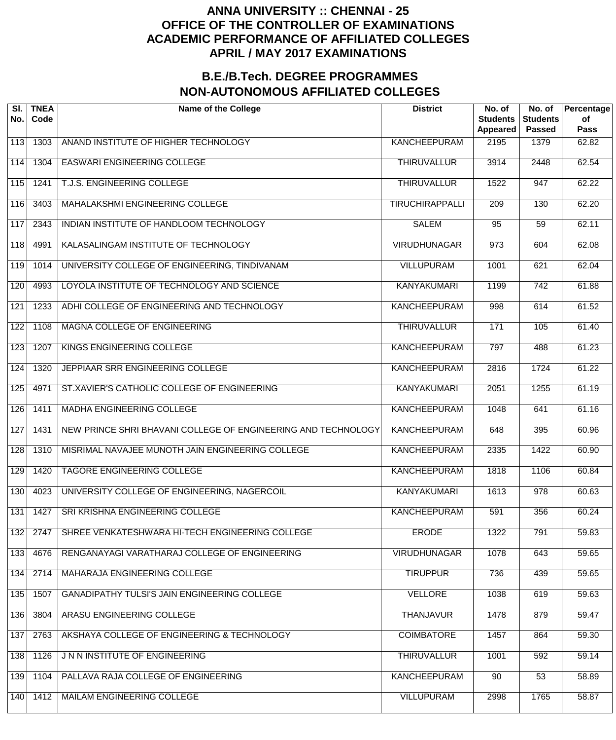# ANNA UNIVERSITY :: CHENNAI - 25
# OFFICE OF THE CONTROLLER OF EXAMINATIONS
# ACADEMIC PERFORMANCE OF AFFILIATED COLLEGES
# APRIL / MAY 2017 EXAMINATIONS

## B.E./B.Tech. DEGREE PROGRAMMES
## NON-AUTONOMOUS AFFILIATED COLLEGES

| Sl. No. | TNEA Code | Name of the College | District | No. of Students Appeared | No. of Students Passed | Percentage of Pass |
|---|---|---|---|---|---|---|
| 113 | 1303 | ANAND INSTITUTE OF HIGHER TECHNOLOGY | KANCHEEPURAM | 2195 | 1379 | 62.82 |
| 114 | 1304 | EASWARI ENGINEERING COLLEGE | THIRUVALLUR | 3914 | 2448 | 62.54 |
| 115 | 1241 | T.J.S. ENGINEERING COLLEGE | THIRUVALLUR | 1522 | 947 | 62.22 |
| 116 | 3403 | MAHALAKSHMI ENGINEERING COLLEGE | TIRUCHIRAPPALLI | 209 | 130 | 62.20 |
| 117 | 2343 | INDIAN INSTITUTE OF HANDLOOM TECHNOLOGY | SALEM | 95 | 59 | 62.11 |
| 118 | 4991 | KALASALINGAM INSTITUTE OF TECHNOLOGY | VIRUDHUNAGAR | 973 | 604 | 62.08 |
| 119 | 1014 | UNIVERSITY COLLEGE OF ENGINEERING, TINDIVANAM | VILLUPURAM | 1001 | 621 | 62.04 |
| 120 | 4993 | LOYOLA INSTITUTE OF TECHNOLOGY AND SCIENCE | KANYAKUMARI | 1199 | 742 | 61.88 |
| 121 | 1233 | ADHI COLLEGE OF ENGINEERING AND TECHNOLOGY | KANCHEEPURAM | 998 | 614 | 61.52 |
| 122 | 1108 | MAGNA COLLEGE OF ENGINEERING | THIRUVALLUR | 171 | 105 | 61.40 |
| 123 | 1207 | KINGS ENGINEERING COLLEGE | KANCHEEPURAM | 797 | 488 | 61.23 |
| 124 | 1320 | JEPPIAAR SRR ENGINEERING COLLEGE | KANCHEEPURAM | 2816 | 1724 | 61.22 |
| 125 | 4971 | ST.XAVIER'S CATHOLIC COLLEGE OF ENGINEERING | KANYAKUMARI | 2051 | 1255 | 61.19 |
| 126 | 1411 | MADHA ENGINEERING COLLEGE | KANCHEEPURAM | 1048 | 641 | 61.16 |
| 127 | 1431 | NEW PRINCE SHRI BHAVANI COLLEGE OF ENGINEERING AND TECHNOLOGY | KANCHEEPURAM | 648 | 395 | 60.96 |
| 128 | 1310 | MISRIMAL NAVAJEE MUNOTH JAIN ENGINEERING COLLEGE | KANCHEEPURAM | 2335 | 1422 | 60.90 |
| 129 | 1420 | TAGORE ENGINEERING COLLEGE | KANCHEEPURAM | 1818 | 1106 | 60.84 |
| 130 | 4023 | UNIVERSITY COLLEGE OF ENGINEERING, NAGERCOIL | KANYAKUMARI | 1613 | 978 | 60.63 |
| 131 | 1427 | SRI KRISHNA ENGINEERING COLLEGE | KANCHEEPURAM | 591 | 356 | 60.24 |
| 132 | 2747 | SHREE VENKATESHWARA HI-TECH ENGINEERING COLLEGE | ERODE | 1322 | 791 | 59.83 |
| 133 | 4676 | RENGANAYAGI VARATHARAJ COLLEGE OF ENGINEERING | VIRUDHUNAGAR | 1078 | 643 | 59.65 |
| 134 | 2714 | MAHARAJA ENGINEERING COLLEGE | TIRUPPUR | 736 | 439 | 59.65 |
| 135 | 1507 | GANADIPATHY TULSI'S JAIN ENGINEERING COLLEGE | VELLORE | 1038 | 619 | 59.63 |
| 136 | 3804 | ARASU ENGINEERING COLLEGE | THANJAVUR | 1478 | 879 | 59.47 |
| 137 | 2763 | AKSHAYA COLLEGE OF ENGINEERING & TECHNOLOGY | COIMBATORE | 1457 | 864 | 59.30 |
| 138 | 1126 | J N N INSTITUTE OF ENGINEERING | THIRUVALLUR | 1001 | 592 | 59.14 |
| 139 | 1104 | PALLAVA RAJA COLLEGE OF ENGINEERING | KANCHEEPURAM | 90 | 53 | 58.89 |
| 140 | 1412 | MAILAM ENGINEERING COLLEGE | VILLUPURAM | 2998 | 1765 | 58.87 |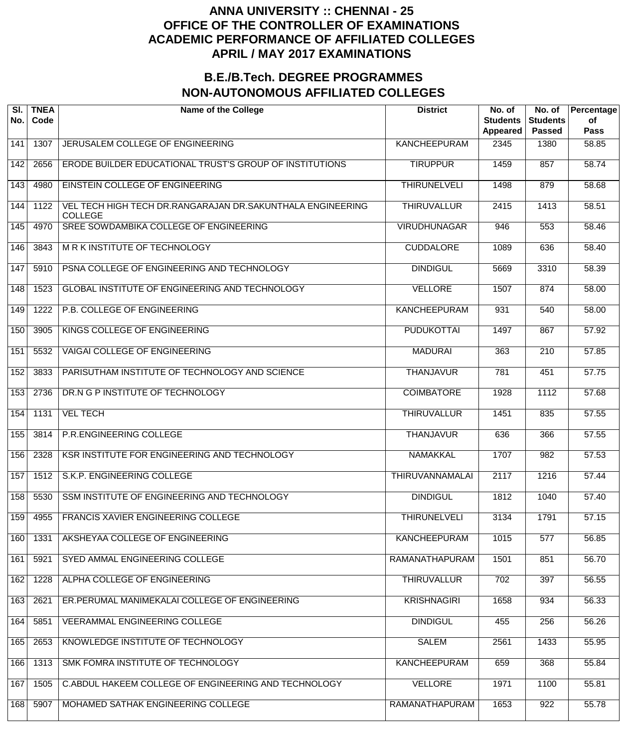# ANNA UNIVERSITY :: CHENNAI - 25
# OFFICE OF THE CONTROLLER OF EXAMINATIONS
# ACADEMIC PERFORMANCE OF AFFILIATED COLLEGES
# APRIL / MAY 2017 EXAMINATIONS

## B.E./B.Tech. DEGREE PROGRAMMES
## NON-AUTONOMOUS AFFILIATED COLLEGES

| Sl. No. | TNEA Code | Name of the College | District | No. of Students Appeared | No. of Students Passed | Percentage of Pass |
|---|---|---|---|---|---|---|
| 141 | 1307 | JERUSALEM COLLEGE OF ENGINEERING | KANCHEEPURAM | 2345 | 1380 | 58.85 |
| 142 | 2656 | ERODE BUILDER EDUCATIONAL TRUST'S GROUP OF INSTITUTIONS | TIRUPPUR | 1459 | 857 | 58.74 |
| 143 | 4980 | EINSTEIN COLLEGE OF ENGINEERING | THIRUNELVELI | 1498 | 879 | 58.68 |
| 144 | 1122 | VEL TECH HIGH TECH DR.RANGARAJAN DR.SAKUNTHALA ENGINEERING COLLEGE | THIRUVALLUR | 2415 | 1413 | 58.51 |
| 145 | 4970 | SREE SOWDAMBIKA COLLEGE OF ENGINEERING | VIRUDHUNAGAR | 946 | 553 | 58.46 |
| 146 | 3843 | M R K INSTITUTE OF TECHNOLOGY | CUDDALORE | 1089 | 636 | 58.40 |
| 147 | 5910 | PSNA COLLEGE OF ENGINEERING AND TECHNOLOGY | DINDIGUL | 5669 | 3310 | 58.39 |
| 148 | 1523 | GLOBAL INSTITUTE OF ENGINEERING AND TECHNOLOGY | VELLORE | 1507 | 874 | 58.00 |
| 149 | 1222 | P.B. COLLEGE OF ENGINEERING | KANCHEEPURAM | 931 | 540 | 58.00 |
| 150 | 3905 | KINGS COLLEGE OF ENGINEERING | PUDUKOTTAI | 1497 | 867 | 57.92 |
| 151 | 5532 | VAIGAI COLLEGE OF ENGINEERING | MADURAI | 363 | 210 | 57.85 |
| 152 | 3833 | PARISUTHAM INSTITUTE OF TECHNOLOGY AND SCIENCE | THANJAVUR | 781 | 451 | 57.75 |
| 153 | 2736 | DR.N G P INSTITUTE OF TECHNOLOGY | COIMBATORE | 1928 | 1112 | 57.68 |
| 154 | 1131 | VEL TECH | THIRUVALLUR | 1451 | 835 | 57.55 |
| 155 | 3814 | P.R.ENGINEERING COLLEGE | THANJAVUR | 636 | 366 | 57.55 |
| 156 | 2328 | KSR INSTITUTE FOR ENGINEERING AND TECHNOLOGY | NAMAKKAL | 1707 | 982 | 57.53 |
| 157 | 1512 | S.K.P. ENGINEERING COLLEGE | THIRUVANNAMALAI | 2117 | 1216 | 57.44 |
| 158 | 5530 | SSM INSTITUTE OF ENGINEERING AND TECHNOLOGY | DINDIGUL | 1812 | 1040 | 57.40 |
| 159 | 4955 | FRANCIS XAVIER ENGINEERING COLLEGE | THIRUNELVELI | 3134 | 1791 | 57.15 |
| 160 | 1331 | AKSHEYAA COLLEGE OF ENGINEERING | KANCHEEPURAM | 1015 | 577 | 56.85 |
| 161 | 5921 | SYED AMMAL ENGINEERING COLLEGE | RAMANATHAPURAM | 1501 | 851 | 56.70 |
| 162 | 1228 | ALPHA COLLEGE OF ENGINEERING | THIRUVALLUR | 702 | 397 | 56.55 |
| 163 | 2621 | ER.PERUMAL MANIMEKALAI COLLEGE OF ENGINEERING | KRISHNAGIRI | 1658 | 934 | 56.33 |
| 164 | 5851 | VEERAMMAL ENGINEERING COLLEGE | DINDIGUL | 455 | 256 | 56.26 |
| 165 | 2653 | KNOWLEDGE INSTITUTE OF TECHNOLOGY | SALEM | 2561 | 1433 | 55.95 |
| 166 | 1313 | SMK FOMRA INSTITUTE OF TECHNOLOGY | KANCHEEPURAM | 659 | 368 | 55.84 |
| 167 | 1505 | C.ABDUL HAKEEM COLLEGE OF ENGINEERING AND TECHNOLOGY | VELLORE | 1971 | 1100 | 55.81 |
| 168 | 5907 | MOHAMED SATHAK ENGINEERING COLLEGE | RAMANATHAPURAM | 1653 | 922 | 55.78 |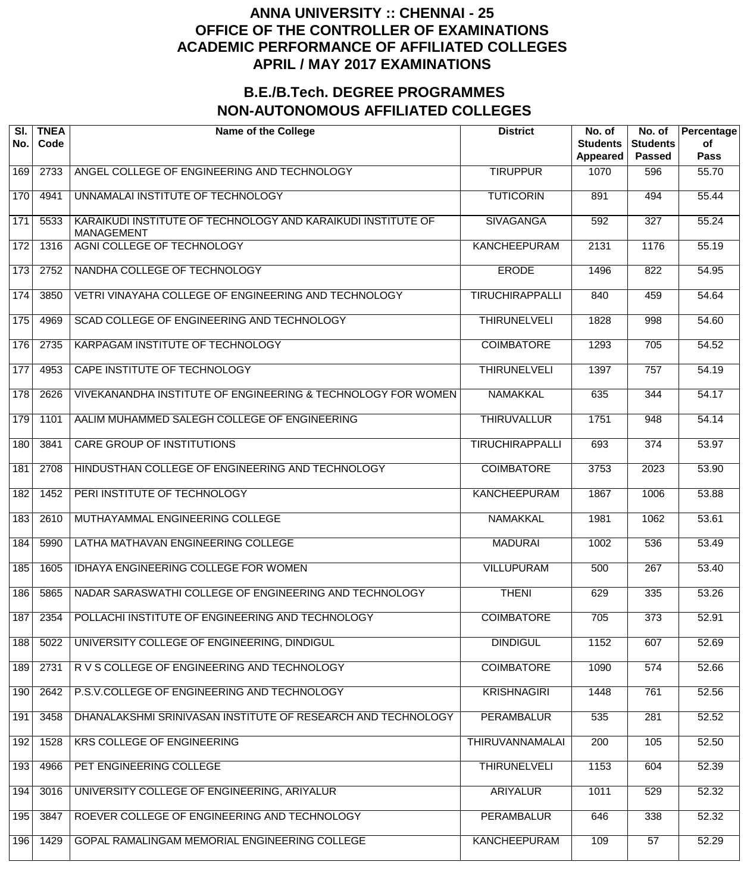# ANNA UNIVERSITY :: CHENNAI - 25
# OFFICE OF THE CONTROLLER OF EXAMINATIONS
# ACADEMIC PERFORMANCE OF AFFILIATED COLLEGES
# APRIL / MAY 2017 EXAMINATIONS

## B.E./B.Tech. DEGREE PROGRAMMES
## NON-AUTONOMOUS AFFILIATED COLLEGES

| Sl. No. | TNEA Code | Name of the College | District | No. of Students Appeared | No. of Students Passed | Percentage of Pass |
|---|---|---|---|---|---|---|
| 169 | 2733 | ANGEL COLLEGE OF ENGINEERING AND TECHNOLOGY | TIRUPPUR | 1070 | 596 | 55.70 |
| 170 | 4941 | UNNAMALAI INSTITUTE OF TECHNOLOGY | TUTICORIN | 891 | 494 | 55.44 |
| 171 | 5533 | KARAIKUDI INSTITUTE OF TECHNOLOGY AND KARAIKUDI INSTITUTE OF MANAGEMENT | SIVAGANGA | 592 | 327 | 55.24 |
| 172 | 1316 | AGNI COLLEGE OF TECHNOLOGY | KANCHEEPURAM | 2131 | 1176 | 55.19 |
| 173 | 2752 | NANDHA COLLEGE OF TECHNOLOGY | ERODE | 1496 | 822 | 54.95 |
| 174 | 3850 | VETRI VINAYAHA COLLEGE OF ENGINEERING AND TECHNOLOGY | TIRUCHIRAPPALLI | 840 | 459 | 54.64 |
| 175 | 4969 | SCAD COLLEGE OF ENGINEERING AND TECHNOLOGY | THIRUNELVELI | 1828 | 998 | 54.60 |
| 176 | 2735 | KARPAGAM INSTITUTE OF TECHNOLOGY | COIMBATORE | 1293 | 705 | 54.52 |
| 177 | 4953 | CAPE INSTITUTE OF TECHNOLOGY | THIRUNELVELI | 1397 | 757 | 54.19 |
| 178 | 2626 | VIVEKANANDHA INSTITUTE OF ENGINEERING & TECHNOLOGY FOR WOMEN | NAMAKKAL | 635 | 344 | 54.17 |
| 179 | 1101 | AALIM MUHAMMED SALEGH COLLEGE OF ENGINEERING | THIRUVALLUR | 1751 | 948 | 54.14 |
| 180 | 3841 | CARE GROUP OF INSTITUTIONS | TIRUCHIRAPPALLI | 693 | 374 | 53.97 |
| 181 | 2708 | HINDUSTHAN COLLEGE OF ENGINEERING AND TECHNOLOGY | COIMBATORE | 3753 | 2023 | 53.90 |
| 182 | 1452 | PERI INSTITUTE OF TECHNOLOGY | KANCHEEPURAM | 1867 | 1006 | 53.88 |
| 183 | 2610 | MUTHAYAMMAL ENGINEERING COLLEGE | NAMAKKAL | 1981 | 1062 | 53.61 |
| 184 | 5990 | LATHA MATHAVAN ENGINEERING COLLEGE | MADURAI | 1002 | 536 | 53.49 |
| 185 | 1605 | IDHAYA ENGINEERING COLLEGE FOR WOMEN | VILLUPURAM | 500 | 267 | 53.40 |
| 186 | 5865 | NADAR SARASWATHI COLLEGE OF ENGINEERING AND TECHNOLOGY | THENI | 629 | 335 | 53.26 |
| 187 | 2354 | POLLACHI INSTITUTE OF ENGINEERING AND TECHNOLOGY | COIMBATORE | 705 | 373 | 52.91 |
| 188 | 5022 | UNIVERSITY COLLEGE OF ENGINEERING, DINDIGUL | DINDIGUL | 1152 | 607 | 52.69 |
| 189 | 2731 | R V S COLLEGE OF ENGINEERING AND TECHNOLOGY | COIMBATORE | 1090 | 574 | 52.66 |
| 190 | 2642 | P.S.V.COLLEGE OF ENGINEERING AND TECHNOLOGY | KRISHNAGIRI | 1448 | 761 | 52.56 |
| 191 | 3458 | DHANALAKSHMI SRINIVASAN INSTITUTE OF RESEARCH AND TECHNOLOGY | PERAMBALUR | 535 | 281 | 52.52 |
| 192 | 1528 | KRS COLLEGE OF ENGINEERING | THIRUVANNAMALAI | 200 | 105 | 52.50 |
| 193 | 4966 | PET ENGINEERING COLLEGE | THIRUNELVELI | 1153 | 604 | 52.39 |
| 194 | 3016 | UNIVERSITY COLLEGE OF ENGINEERING, ARIYALUR | ARIYALUR | 1011 | 529 | 52.32 |
| 195 | 3847 | ROEVER COLLEGE OF ENGINEERING AND TECHNOLOGY | PERAMBALUR | 646 | 338 | 52.32 |
| 196 | 1429 | GOPAL RAMALINGAM MEMORIAL ENGINEERING COLLEGE | KANCHEEPURAM | 109 | 57 | 52.29 |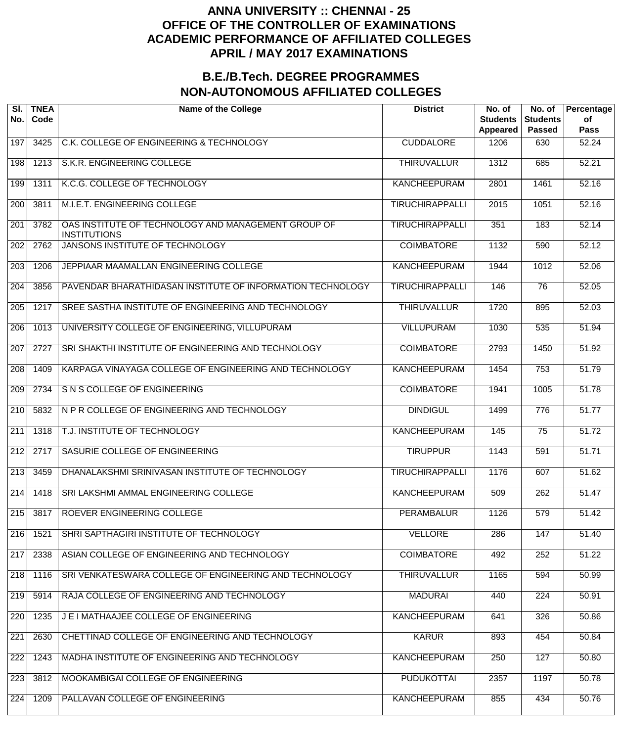# ANNA UNIVERSITY :: CHENNAI - 25
# OFFICE OF THE CONTROLLER OF EXAMINATIONS
# ACADEMIC PERFORMANCE OF AFFILIATED COLLEGES
# APRIL / MAY 2017 EXAMINATIONS

## B.E./B.Tech. DEGREE PROGRAMMES
## NON-AUTONOMOUS AFFILIATED COLLEGES

| Sl. No. | TNEA Code | Name of the College | District | No. of Students Appeared | No. of Students Passed | Percentage of Pass |
|---|---|---|---|---|---|---|
| 197 | 3425 | C.K. COLLEGE OF ENGINEERING & TECHNOLOGY | CUDDALORE | 1206 | 630 | 52.24 |
| 198 | 1213 | S.K.R. ENGINEERING COLLEGE | THIRUVALLUR | 1312 | 685 | 52.21 |
| 199 | 1311 | K.C.G. COLLEGE OF TECHNOLOGY | KANCHEEPURAM | 2801 | 1461 | 52.16 |
| 200 | 3811 | M.I.E.T. ENGINEERING COLLEGE | TIRUCHIRAPPALLI | 2015 | 1051 | 52.16 |
| 201 | 3782 | OAS INSTITUTE OF TECHNOLOGY AND MANAGEMENT GROUP OF INSTITUTIONS | TIRUCHIRAPPALLI | 351 | 183 | 52.14 |
| 202 | 2762 | JANSONS INSTITUTE OF TECHNOLOGY | COIMBATORE | 1132 | 590 | 52.12 |
| 203 | 1206 | JEPPIAAR MAAMALLAN ENGINEERING COLLEGE | KANCHEEPURAM | 1944 | 1012 | 52.06 |
| 204 | 3856 | PAVENDAR BHARATHIDASAN INSTITUTE OF INFORMATION TECHNOLOGY | TIRUCHIRAPPALLI | 146 | 76 | 52.05 |
| 205 | 1217 | SREE SASTHA INSTITUTE OF ENGINEERING AND TECHNOLOGY | THIRUVALLUR | 1720 | 895 | 52.03 |
| 206 | 1013 | UNIVERSITY COLLEGE OF ENGINEERING, VILLUPURAM | VILLUPURAM | 1030 | 535 | 51.94 |
| 207 | 2727 | SRI SHAKTHI INSTITUTE OF ENGINEERING AND TECHNOLOGY | COIMBATORE | 2793 | 1450 | 51.92 |
| 208 | 1409 | KARPAGA VINAYAGA COLLEGE OF ENGINEERING AND TECHNOLOGY | KANCHEEPURAM | 1454 | 753 | 51.79 |
| 209 | 2734 | S N S COLLEGE OF ENGINEERING | COIMBATORE | 1941 | 1005 | 51.78 |
| 210 | 5832 | N P R COLLEGE OF ENGINEERING AND TECHNOLOGY | DINDIGUL | 1499 | 776 | 51.77 |
| 211 | 1318 | T.J. INSTITUTE OF TECHNOLOGY | KANCHEEPURAM | 145 | 75 | 51.72 |
| 212 | 2717 | SASURIE COLLEGE OF ENGINEERING | TIRUPPUR | 1143 | 591 | 51.71 |
| 213 | 3459 | DHANALAKSHMI SRINIVASAN INSTITUTE OF TECHNOLOGY | TIRUCHIRAPPALLI | 1176 | 607 | 51.62 |
| 214 | 1418 | SRI LAKSHMI AMMAL ENGINEERING COLLEGE | KANCHEEPURAM | 509 | 262 | 51.47 |
| 215 | 3817 | ROEVER ENGINEERING COLLEGE | PERAMBALUR | 1126 | 579 | 51.42 |
| 216 | 1521 | SHRI SAPTHAGIRI INSTITUTE OF TECHNOLOGY | VELLORE | 286 | 147 | 51.40 |
| 217 | 2338 | ASIAN COLLEGE OF ENGINEERING AND TECHNOLOGY | COIMBATORE | 492 | 252 | 51.22 |
| 218 | 1116 | SRI VENKATESWARA COLLEGE OF ENGINEERING AND TECHNOLOGY | THIRUVALLUR | 1165 | 594 | 50.99 |
| 219 | 5914 | RAJA COLLEGE OF ENGINEERING AND TECHNOLOGY | MADURAI | 440 | 224 | 50.91 |
| 220 | 1235 | J E I MATHAAJEE COLLEGE OF ENGINEERING | KANCHEEPURAM | 641 | 326 | 50.86 |
| 221 | 2630 | CHETTINAD COLLEGE OF ENGINEERING AND TECHNOLOGY | KARUR | 893 | 454 | 50.84 |
| 222 | 1243 | MADHA INSTITUTE OF ENGINEERING AND TECHNOLOGY | KANCHEEPURAM | 250 | 127 | 50.80 |
| 223 | 3812 | MOOKAMBIGAI COLLEGE OF ENGINEERING | PUDUKOTTAI | 2357 | 1197 | 50.78 |
| 224 | 1209 | PALLAVAN COLLEGE OF ENGINEERING | KANCHEEPURAM | 855 | 434 | 50.76 |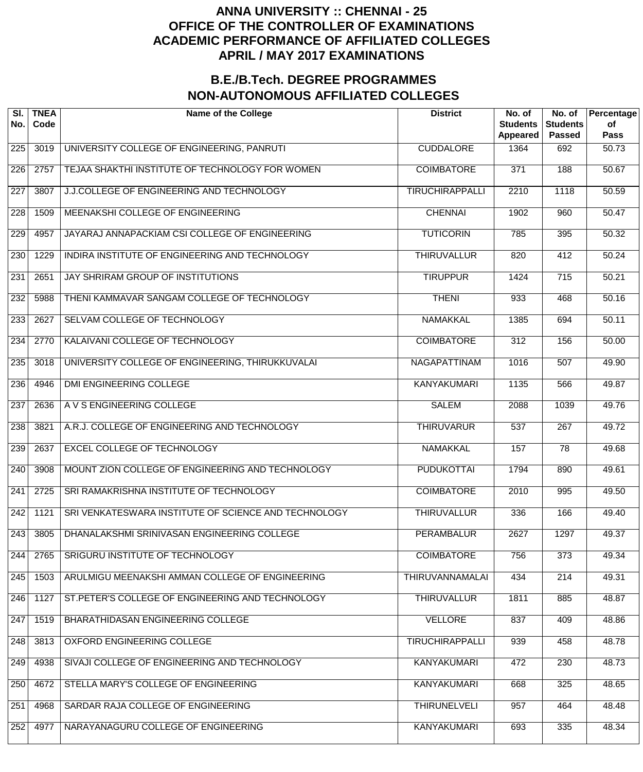# ANNA UNIVERSITY :: CHENNAI - 25
# OFFICE OF THE CONTROLLER OF EXAMINATIONS
# ACADEMIC PERFORMANCE OF AFFILIATED COLLEGES
# APRIL / MAY 2017 EXAMINATIONS

## B.E./B.Tech. DEGREE PROGRAMMES
## NON-AUTONOMOUS AFFILIATED COLLEGES

| Sl. No. | TNEA Code | Name of the College | District | No. of Students Appeared | No. of Students Passed | Percentage of Pass |
|---|---|---|---|---|---|---|
| 225 | 3019 | UNIVERSITY COLLEGE OF ENGINEERING, PANRUTI | CUDDALORE | 1364 | 692 | 50.73 |
| 226 | 2757 | TEJAA SHAKTHI INSTITUTE OF TECHNOLOGY FOR WOMEN | COIMBATORE | 371 | 188 | 50.67 |
| 227 | 3807 | J.J.COLLEGE OF ENGINEERING AND TECHNOLOGY | TIRUCHIRAPPALLI | 2210 | 1118 | 50.59 |
| 228 | 1509 | MEENAKSHI COLLEGE OF ENGINEERING | CHENNAI | 1902 | 960 | 50.47 |
| 229 | 4957 | JAYARAJ ANNAPACKIAM CSI COLLEGE OF ENGINEERING | TUTICORIN | 785 | 395 | 50.32 |
| 230 | 1229 | INDIRA INSTITUTE OF ENGINEERING AND TECHNOLOGY | THIRUVALLUR | 820 | 412 | 50.24 |
| 231 | 2651 | JAY SHRIRAM GROUP OF INSTITUTIONS | TIRUPPUR | 1424 | 715 | 50.21 |
| 232 | 5988 | THENI KAMMAVAR SANGAM COLLEGE OF TECHNOLOGY | THENI | 933 | 468 | 50.16 |
| 233 | 2627 | SELVAM COLLEGE OF TECHNOLOGY | NAMAKKAL | 1385 | 694 | 50.11 |
| 234 | 2770 | KALAIVANI COLLEGE OF TECHNOLOGY | COIMBATORE | 312 | 156 | 50.00 |
| 235 | 3018 | UNIVERSITY COLLEGE OF ENGINEERING, THIRUKKUVALAI | NAGAPATTINAM | 1016 | 507 | 49.90 |
| 236 | 4946 | DMI ENGINEERING COLLEGE | KANYAKUMARI | 1135 | 566 | 49.87 |
| 237 | 2636 | A V S ENGINEERING COLLEGE | SALEM | 2088 | 1039 | 49.76 |
| 238 | 3821 | A.R.J. COLLEGE OF ENGINEERING AND TECHNOLOGY | THIRUVARUR | 537 | 267 | 49.72 |
| 239 | 2637 | EXCEL COLLEGE OF TECHNOLOGY | NAMAKKAL | 157 | 78 | 49.68 |
| 240 | 3908 | MOUNT ZION COLLEGE OF ENGINEERING AND TECHNOLOGY | PUDUKOTTAI | 1794 | 890 | 49.61 |
| 241 | 2725 | SRI RAMAKRISHNA INSTITUTE OF TECHNOLOGY | COIMBATORE | 2010 | 995 | 49.50 |
| 242 | 1121 | SRI VENKATESWARA INSTITUTE OF SCIENCE AND TECHNOLOGY | THIRUVALLUR | 336 | 166 | 49.40 |
| 243 | 3805 | DHANALAKSHMI SRINIVASAN ENGINEERING COLLEGE | PERAMBALUR | 2627 | 1297 | 49.37 |
| 244 | 2765 | SRIGURU INSTITUTE OF TECHNOLOGY | COIMBATORE | 756 | 373 | 49.34 |
| 245 | 1503 | ARULMIGU MEENAKSHI AMMAN COLLEGE OF ENGINEERING | THIRUVANNAMALAI | 434 | 214 | 49.31 |
| 246 | 1127 | ST.PETER'S COLLEGE OF ENGINEERING AND TECHNOLOGY | THIRUVALLUR | 1811 | 885 | 48.87 |
| 247 | 1519 | BHARATHIDASAN ENGINEERING COLLEGE | VELLORE | 837 | 409 | 48.86 |
| 248 | 3813 | OXFORD ENGINEERING COLLEGE | TIRUCHIRAPPALLI | 939 | 458 | 48.78 |
| 249 | 4938 | SIVAJI COLLEGE OF ENGINEERING AND TECHNOLOGY | KANYAKUMARI | 472 | 230 | 48.73 |
| 250 | 4672 | STELLA MARY'S COLLEGE OF ENGINEERING | KANYAKUMARI | 668 | 325 | 48.65 |
| 251 | 4968 | SARDAR RAJA COLLEGE OF ENGINEERING | THIRUNELVELI | 957 | 464 | 48.48 |
| 252 | 4977 | NARAYANAGURU COLLEGE OF ENGINEERING | KANYAKUMARI | 693 | 335 | 48.34 |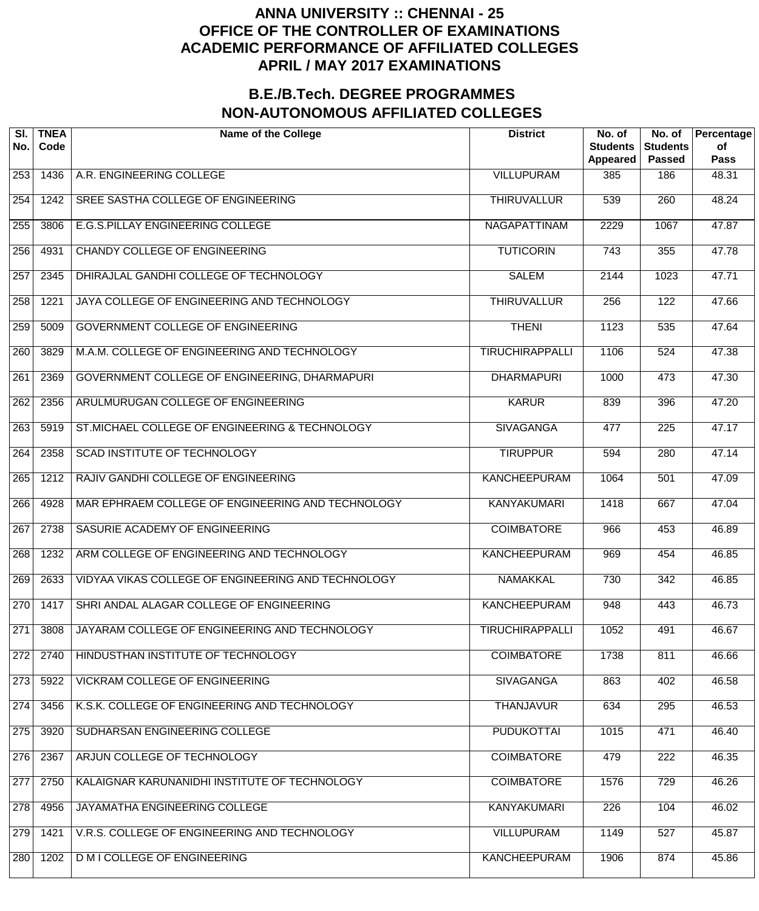# ANNA UNIVERSITY :: CHENNAI - 25
# OFFICE OF THE CONTROLLER OF EXAMINATIONS
# ACADEMIC PERFORMANCE OF AFFILIATED COLLEGES
# APRIL / MAY 2017 EXAMINATIONS

## B.E./B.Tech. DEGREE PROGRAMMES
## NON-AUTONOMOUS AFFILIATED COLLEGES

| Sl. No. | TNEA Code | Name of the College | District | No. of Students Appeared | No. of Students Passed | Percentage of Pass |
|---|---|---|---|---|---|---|
| 253 | 1436 | A.R. ENGINEERING COLLEGE | VILLUPURAM | 385 | 186 | 48.31 |
| 254 | 1242 | SREE SASTHA COLLEGE OF ENGINEERING | THIRUVALLUR | 539 | 260 | 48.24 |
| 255 | 3806 | E.G.S.PILLAY ENGINEERING COLLEGE | NAGAPATTINAM | 2229 | 1067 | 47.87 |
| 256 | 4931 | CHANDY COLLEGE OF ENGINEERING | TUTICORIN | 743 | 355 | 47.78 |
| 257 | 2345 | DHIRAJLAL GANDHI COLLEGE OF TECHNOLOGY | SALEM | 2144 | 1023 | 47.71 |
| 258 | 1221 | JAYA COLLEGE OF ENGINEERING AND TECHNOLOGY | THIRUVALLUR | 256 | 122 | 47.66 |
| 259 | 5009 | GOVERNMENT COLLEGE OF ENGINEERING | THENI | 1123 | 535 | 47.64 |
| 260 | 3829 | M.A.M. COLLEGE OF ENGINEERING AND TECHNOLOGY | TIRUCHIRAPPALLI | 1106 | 524 | 47.38 |
| 261 | 2369 | GOVERNMENT COLLEGE OF ENGINEERING, DHARMAPURI | DHARMAPURI | 1000 | 473 | 47.30 |
| 262 | 2356 | ARULMURUGAN COLLEGE OF ENGINEERING | KARUR | 839 | 396 | 47.20 |
| 263 | 5919 | ST.MICHAEL COLLEGE OF ENGINEERING & TECHNOLOGY | SIVAGANGA | 477 | 225 | 47.17 |
| 264 | 2358 | SCAD INSTITUTE OF TECHNOLOGY | TIRUPPUR | 594 | 280 | 47.14 |
| 265 | 1212 | RAJIV GANDHI COLLEGE OF ENGINEERING | KANCHEEPURAM | 1064 | 501 | 47.09 |
| 266 | 4928 | MAR EPHRAEM COLLEGE OF ENGINEERING AND TECHNOLOGY | KANYAKUMARI | 1418 | 667 | 47.04 |
| 267 | 2738 | SASURIE ACADEMY OF ENGINEERING | COIMBATORE | 966 | 453 | 46.89 |
| 268 | 1232 | ARM COLLEGE OF ENGINEERING AND TECHNOLOGY | KANCHEEPURAM | 969 | 454 | 46.85 |
| 269 | 2633 | VIDYAA VIKAS COLLEGE OF ENGINEERING AND TECHNOLOGY | NAMAKKAL | 730 | 342 | 46.85 |
| 270 | 1417 | SHRI ANDAL ALAGAR COLLEGE OF ENGINEERING | KANCHEEPURAM | 948 | 443 | 46.73 |
| 271 | 3808 | JAYARAM COLLEGE OF ENGINEERING AND TECHNOLOGY | TIRUCHIRAPPALLI | 1052 | 491 | 46.67 |
| 272 | 2740 | HINDUSTHAN INSTITUTE OF TECHNOLOGY | COIMBATORE | 1738 | 811 | 46.66 |
| 273 | 5922 | VICKRAM COLLEGE OF ENGINEERING | SIVAGANGA | 863 | 402 | 46.58 |
| 274 | 3456 | K.S.K. COLLEGE OF ENGINEERING AND TECHNOLOGY | THANJAVUR | 634 | 295 | 46.53 |
| 275 | 3920 | SUDHARSAN ENGINEERING COLLEGE | PUDUKOTTAI | 1015 | 471 | 46.40 |
| 276 | 2367 | ARJUN COLLEGE OF TECHNOLOGY | COIMBATORE | 479 | 222 | 46.35 |
| 277 | 2750 | KALAIGNAR KARUNANIDHI INSTITUTE OF TECHNOLOGY | COIMBATORE | 1576 | 729 | 46.26 |
| 278 | 4956 | JAYAMATHA ENGINEERING COLLEGE | KANYAKUMARI | 226 | 104 | 46.02 |
| 279 | 1421 | V.R.S. COLLEGE OF ENGINEERING AND TECHNOLOGY | VILLUPURAM | 1149 | 527 | 45.87 |
| 280 | 1202 | D M I COLLEGE OF ENGINEERING | KANCHEEPURAM | 1906 | 874 | 45.86 |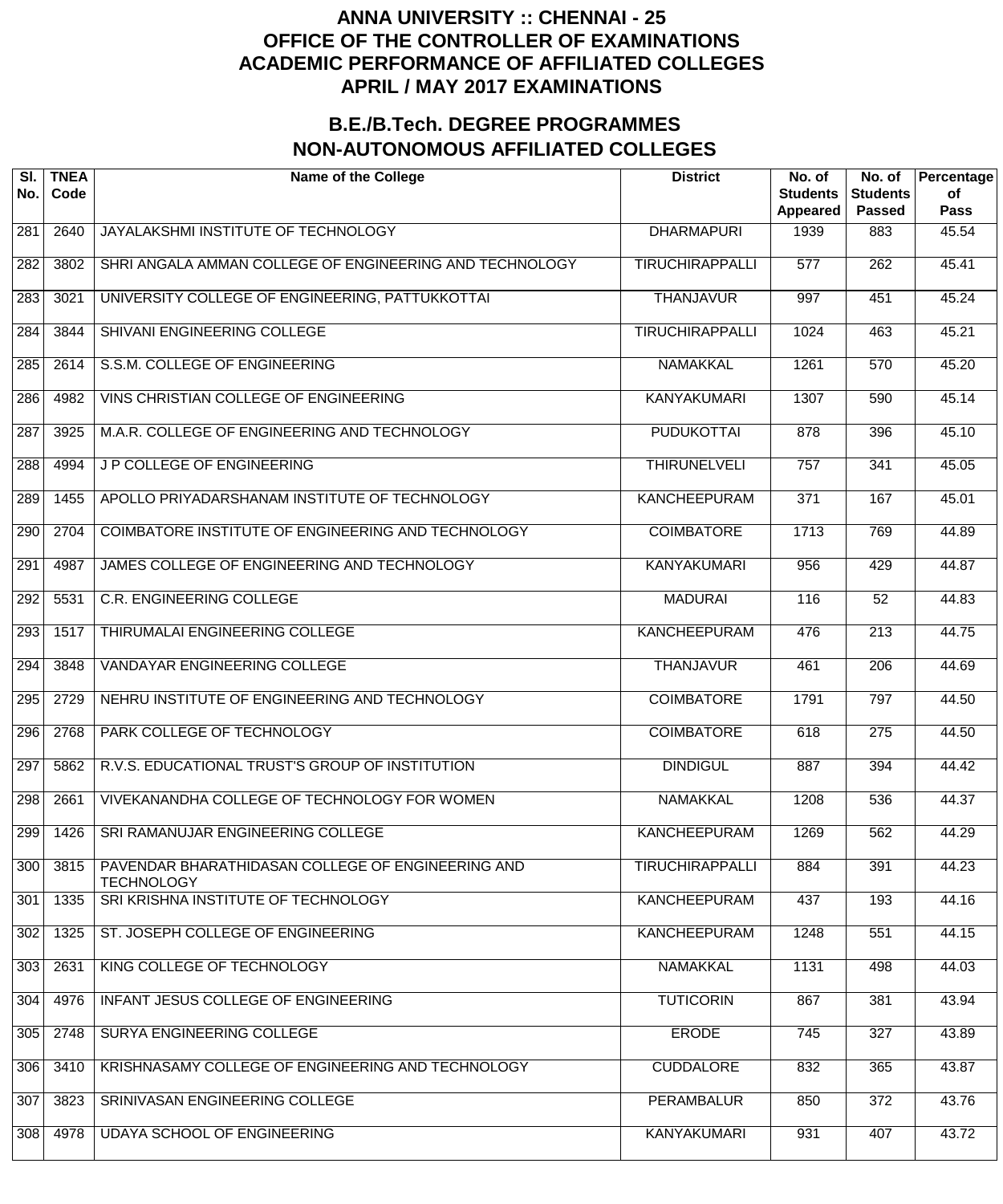# ANNA UNIVERSITY :: CHENNAI - 25
# OFFICE OF THE CONTROLLER OF EXAMINATIONS
# ACADEMIC PERFORMANCE OF AFFILIATED COLLEGES
# APRIL / MAY 2017 EXAMINATIONS

## B.E./B.Tech. DEGREE PROGRAMMES
## NON-AUTONOMOUS AFFILIATED COLLEGES

| Sl. No. | TNEA Code | Name of the College | District | No. of Students Appeared | No. of Students Passed | Percentage of Pass |
|---|---|---|---|---|---|---|
| 281 | 2640 | JAYALAKSHMI INSTITUTE OF TECHNOLOGY | DHARMAPURI | 1939 | 883 | 45.54 |
| 282 | 3802 | SHRI ANGALA AMMAN COLLEGE OF ENGINEERING AND TECHNOLOGY | TIRUCHIRAPPALLI | 577 | 262 | 45.41 |
| 283 | 3021 | UNIVERSITY COLLEGE OF ENGINEERING, PATTUKKOTTAI | THANJAVUR | 997 | 451 | 45.24 |
| 284 | 3844 | SHIVANI ENGINEERING COLLEGE | TIRUCHIRAPPALLI | 1024 | 463 | 45.21 |
| 285 | 2614 | S.S.M. COLLEGE OF ENGINEERING | NAMAKKAL | 1261 | 570 | 45.20 |
| 286 | 4982 | VINS CHRISTIAN COLLEGE OF ENGINEERING | KANYAKUMARI | 1307 | 590 | 45.14 |
| 287 | 3925 | M.A.R. COLLEGE OF ENGINEERING AND TECHNOLOGY | PUDUKOTTAI | 878 | 396 | 45.10 |
| 288 | 4994 | J P COLLEGE OF ENGINEERING | THIRUNELVELI | 757 | 341 | 45.05 |
| 289 | 1455 | APOLLO PRIYADARSHANAM INSTITUTE OF TECHNOLOGY | KANCHEEPURAM | 371 | 167 | 45.01 |
| 290 | 2704 | COIMBATORE INSTITUTE OF ENGINEERING AND TECHNOLOGY | COIMBATORE | 1713 | 769 | 44.89 |
| 291 | 4987 | JAMES COLLEGE OF ENGINEERING AND TECHNOLOGY | KANYAKUMARI | 956 | 429 | 44.87 |
| 292 | 5531 | C.R. ENGINEERING COLLEGE | MADURAI | 116 | 52 | 44.83 |
| 293 | 1517 | THIRUMALAI ENGINEERING COLLEGE | KANCHEEPURAM | 476 | 213 | 44.75 |
| 294 | 3848 | VANDAYAR ENGINEERING COLLEGE | THANJAVUR | 461 | 206 | 44.69 |
| 295 | 2729 | NEHRU INSTITUTE OF ENGINEERING AND TECHNOLOGY | COIMBATORE | 1791 | 797 | 44.50 |
| 296 | 2768 | PARK COLLEGE OF TECHNOLOGY | COIMBATORE | 618 | 275 | 44.50 |
| 297 | 5862 | R.V.S. EDUCATIONAL TRUST'S GROUP OF INSTITUTION | DINDIGUL | 887 | 394 | 44.42 |
| 298 | 2661 | VIVEKANANDHA COLLEGE OF TECHNOLOGY FOR WOMEN | NAMAKKAL | 1208 | 536 | 44.37 |
| 299 | 1426 | SRI RAMANUJAR ENGINEERING COLLEGE | KANCHEEPURAM | 1269 | 562 | 44.29 |
| 300 | 3815 | PAVENDAR BHARATHIDASAN COLLEGE OF ENGINEERING AND TECHNOLOGY | TIRUCHIRAPPALLI | 884 | 391 | 44.23 |
| 301 | 1335 | SRI KRISHNA INSTITUTE OF TECHNOLOGY | KANCHEEPURAM | 437 | 193 | 44.16 |
| 302 | 1325 | ST. JOSEPH COLLEGE OF ENGINEERING | KANCHEEPURAM | 1248 | 551 | 44.15 |
| 303 | 2631 | KING COLLEGE OF TECHNOLOGY | NAMAKKAL | 1131 | 498 | 44.03 |
| 304 | 4976 | INFANT JESUS COLLEGE OF ENGINEERING | TUTICORIN | 867 | 381 | 43.94 |
| 305 | 2748 | SURYA ENGINEERING COLLEGE | ERODE | 745 | 327 | 43.89 |
| 306 | 3410 | KRISHNASAMY COLLEGE OF ENGINEERING AND TECHNOLOGY | CUDDALORE | 832 | 365 | 43.87 |
| 307 | 3823 | SRINIVASAN ENGINEERING COLLEGE | PERAMBALUR | 850 | 372 | 43.76 |
| 308 | 4978 | UDAYA SCHOOL OF ENGINEERING | KANYAKUMARI | 931 | 407 | 43.72 |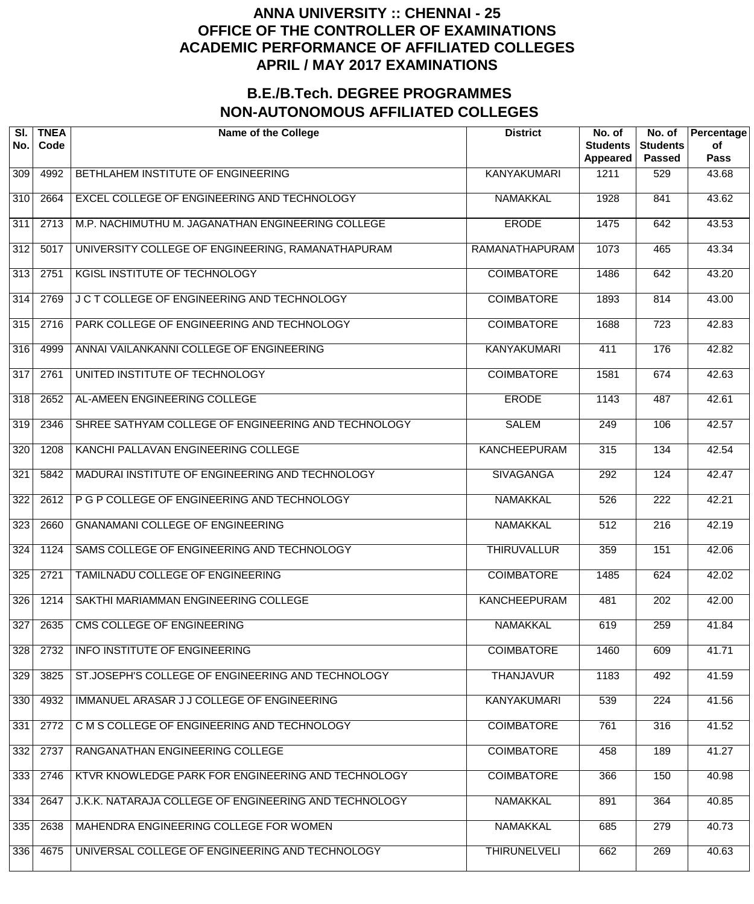# ANNA UNIVERSITY :: CHENNAI - 25
# OFFICE OF THE CONTROLLER OF EXAMINATIONS
# ACADEMIC PERFORMANCE OF AFFILIATED COLLEGES
# APRIL / MAY 2017 EXAMINATIONS

## B.E./B.Tech. DEGREE PROGRAMMES
## NON-AUTONOMOUS AFFILIATED COLLEGES

| Sl. No. | TNEA Code | Name of the College | District | No. of Students Appeared | No. of Students Passed | Percentage of Pass |
|---|---|---|---|---|---|---|
| 309 | 4992 | BETHLAHEM INSTITUTE OF ENGINEERING | KANYAKUMARI | 1211 | 529 | 43.68 |
| 310 | 2664 | EXCEL COLLEGE OF ENGINEERING AND TECHNOLOGY | NAMAKKAL | 1928 | 841 | 43.62 |
| 311 | 2713 | M.P. NACHIMUTHU M. JAGANATHAN ENGINEERING COLLEGE | ERODE | 1475 | 642 | 43.53 |
| 312 | 5017 | UNIVERSITY COLLEGE OF ENGINEERING, RAMANATHAPURAM | RAMANATHAPURAM | 1073 | 465 | 43.34 |
| 313 | 2751 | KGISL INSTITUTE OF TECHNOLOGY | COIMBATORE | 1486 | 642 | 43.20 |
| 314 | 2769 | J C T COLLEGE OF ENGINEERING AND TECHNOLOGY | COIMBATORE | 1893 | 814 | 43.00 |
| 315 | 2716 | PARK COLLEGE OF ENGINEERING AND TECHNOLOGY | COIMBATORE | 1688 | 723 | 42.83 |
| 316 | 4999 | ANNAI VAILANKANNI COLLEGE OF ENGINEERING | KANYAKUMARI | 411 | 176 | 42.82 |
| 317 | 2761 | UNITED INSTITUTE OF TECHNOLOGY | COIMBATORE | 1581 | 674 | 42.63 |
| 318 | 2652 | AL-AMEEN ENGINEERING COLLEGE | ERODE | 1143 | 487 | 42.61 |
| 319 | 2346 | SHREE SATHYAM COLLEGE OF ENGINEERING AND TECHNOLOGY | SALEM | 249 | 106 | 42.57 |
| 320 | 1208 | KANCHI PALLAVAN ENGINEERING COLLEGE | KANCHEEPURAM | 315 | 134 | 42.54 |
| 321 | 5842 | MADURAI INSTITUTE OF ENGINEERING AND TECHNOLOGY | SIVAGANGA | 292 | 124 | 42.47 |
| 322 | 2612 | P G P COLLEGE OF ENGINEERING AND TECHNOLOGY | NAMAKKAL | 526 | 222 | 42.21 |
| 323 | 2660 | GNANAMANI COLLEGE OF ENGINEERING | NAMAKKAL | 512 | 216 | 42.19 |
| 324 | 1124 | SAMS COLLEGE OF ENGINEERING AND TECHNOLOGY | THIRUVALLUR | 359 | 151 | 42.06 |
| 325 | 2721 | TAMILNADU COLLEGE OF ENGINEERING | COIMBATORE | 1485 | 624 | 42.02 |
| 326 | 1214 | SAKTHI MARIAMMAN ENGINEERING COLLEGE | KANCHEEPURAM | 481 | 202 | 42.00 |
| 327 | 2635 | CMS COLLEGE OF ENGINEERING | NAMAKKAL | 619 | 259 | 41.84 |
| 328 | 2732 | INFO INSTITUTE OF ENGINEERING | COIMBATORE | 1460 | 609 | 41.71 |
| 329 | 3825 | ST.JOSEPH'S COLLEGE OF ENGINEERING AND TECHNOLOGY | THANJAVUR | 1183 | 492 | 41.59 |
| 330 | 4932 | IMMANUEL ARASAR J J COLLEGE OF ENGINEERING | KANYAKUMARI | 539 | 224 | 41.56 |
| 331 | 2772 | C M S COLLEGE OF ENGINEERING AND TECHNOLOGY | COIMBATORE | 761 | 316 | 41.52 |
| 332 | 2737 | RANGANATHAN ENGINEERING COLLEGE | COIMBATORE | 458 | 189 | 41.27 |
| 333 | 2746 | KTVR KNOWLEDGE PARK FOR ENGINEERING AND TECHNOLOGY | COIMBATORE | 366 | 150 | 40.98 |
| 334 | 2647 | J.K.K. NATARAJA COLLEGE OF ENGINEERING AND TECHNOLOGY | NAMAKKAL | 891 | 364 | 40.85 |
| 335 | 2638 | MAHENDRA ENGINEERING COLLEGE FOR WOMEN | NAMAKKAL | 685 | 279 | 40.73 |
| 336 | 4675 | UNIVERSAL COLLEGE OF ENGINEERING AND TECHNOLOGY | THIRUNELVELI | 662 | 269 | 40.63 |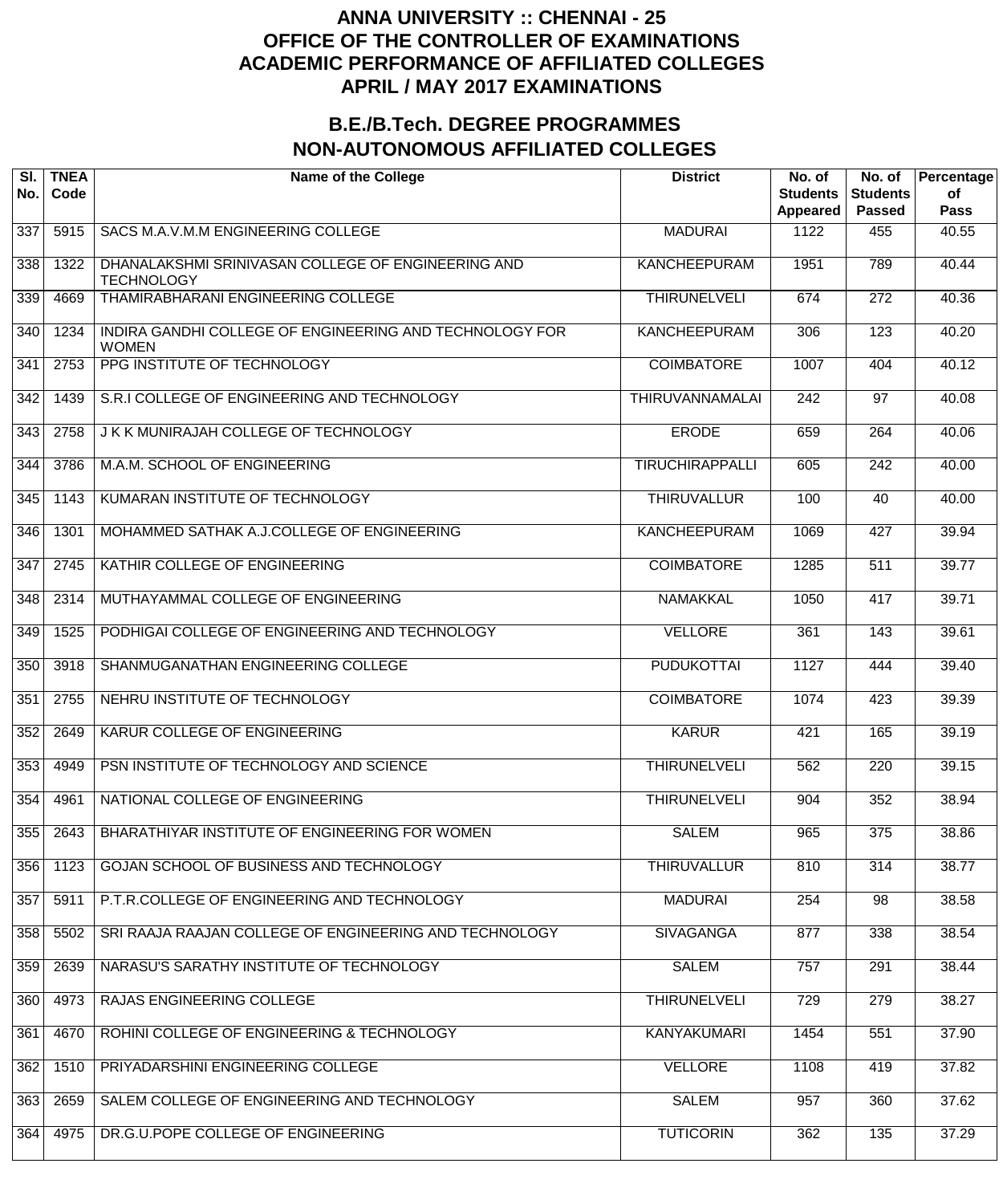# ANNA UNIVERSITY :: CHENNAI - 25
# OFFICE OF THE CONTROLLER OF EXAMINATIONS
# ACADEMIC PERFORMANCE OF AFFILIATED COLLEGES
# APRIL / MAY 2017 EXAMINATIONS

## B.E./B.Tech. DEGREE PROGRAMMES
## NON-AUTONOMOUS AFFILIATED COLLEGES

| Sl. No. | TNEA Code | Name of the College | District | No. of Students Appeared | No. of Students Passed | Percentage of Pass |
|---|---|---|---|---|---|---|
| 337 | 5915 | SACS M.A.V.M.M ENGINEERING COLLEGE | MADURAI | 1122 | 455 | 40.55 |
| 338 | 1322 | DHANALAKSHMI SRINIVASAN COLLEGE OF ENGINEERING AND TECHNOLOGY | KANCHEEPURAM | 1951 | 789 | 40.44 |
| 339 | 4669 | THAMIRABHARANI ENGINEERING COLLEGE | THIRUNELVELI | 674 | 272 | 40.36 |
| 340 | 1234 | INDIRA GANDHI COLLEGE OF ENGINEERING AND TECHNOLOGY FOR WOMEN | KANCHEEPURAM | 306 | 123 | 40.20 |
| 341 | 2753 | PPG INSTITUTE OF TECHNOLOGY | COIMBATORE | 1007 | 404 | 40.12 |
| 342 | 1439 | S.R.I COLLEGE OF ENGINEERING AND TECHNOLOGY | THIRUVANNAMALAI | 242 | 97 | 40.08 |
| 343 | 2758 | J K K MUNIRAJAH COLLEGE OF TECHNOLOGY | ERODE | 659 | 264 | 40.06 |
| 344 | 3786 | M.A.M. SCHOOL OF ENGINEERING | TIRUCHIRAPPALLI | 605 | 242 | 40.00 |
| 345 | 1143 | KUMARAN INSTITUTE OF TECHNOLOGY | THIRUVALLUR | 100 | 40 | 40.00 |
| 346 | 1301 | MOHAMMED SATHAK A.J.COLLEGE OF ENGINEERING | KANCHEEPURAM | 1069 | 427 | 39.94 |
| 347 | 2745 | KATHIR COLLEGE OF ENGINEERING | COIMBATORE | 1285 | 511 | 39.77 |
| 348 | 2314 | MUTHAYAMMAL COLLEGE OF ENGINEERING | NAMAKKAL | 1050 | 417 | 39.71 |
| 349 | 1525 | PODHIGAI COLLEGE OF ENGINEERING AND TECHNOLOGY | VELLORE | 361 | 143 | 39.61 |
| 350 | 3918 | SHANMUGANATHAN ENGINEERING COLLEGE | PUDUKOTTAI | 1127 | 444 | 39.40 |
| 351 | 2755 | NEHRU INSTITUTE OF TECHNOLOGY | COIMBATORE | 1074 | 423 | 39.39 |
| 352 | 2649 | KARUR COLLEGE OF ENGINEERING | KARUR | 421 | 165 | 39.19 |
| 353 | 4949 | PSN INSTITUTE OF TECHNOLOGY AND SCIENCE | THIRUNELVELI | 562 | 220 | 39.15 |
| 354 | 4961 | NATIONAL COLLEGE OF ENGINEERING | THIRUNELVELI | 904 | 352 | 38.94 |
| 355 | 2643 | BHARATHIYAR INSTITUTE OF ENGINEERING FOR WOMEN | SALEM | 965 | 375 | 38.86 |
| 356 | 1123 | GOJAN SCHOOL OF BUSINESS AND TECHNOLOGY | THIRUVALLUR | 810 | 314 | 38.77 |
| 357 | 5911 | P.T.R.COLLEGE OF ENGINEERING AND TECHNOLOGY | MADURAI | 254 | 98 | 38.58 |
| 358 | 5502 | SRI RAAJA RAAJAN COLLEGE OF ENGINEERING AND TECHNOLOGY | SIVAGANGA | 877 | 338 | 38.54 |
| 359 | 2639 | NARASU'S SARATHY INSTITUTE OF TECHNOLOGY | SALEM | 757 | 291 | 38.44 |
| 360 | 4973 | RAJAS ENGINEERING COLLEGE | THIRUNELVELI | 729 | 279 | 38.27 |
| 361 | 4670 | ROHINI COLLEGE OF ENGINEERING & TECHNOLOGY | KANYAKUMARI | 1454 | 551 | 37.90 |
| 362 | 1510 | PRIYADARSHINI ENGINEERING COLLEGE | VELLORE | 1108 | 419 | 37.82 |
| 363 | 2659 | SALEM COLLEGE OF ENGINEERING AND TECHNOLOGY | SALEM | 957 | 360 | 37.62 |
| 364 | 4975 | DR.G.U.POPE COLLEGE OF ENGINEERING | TUTICORIN | 362 | 135 | 37.29 |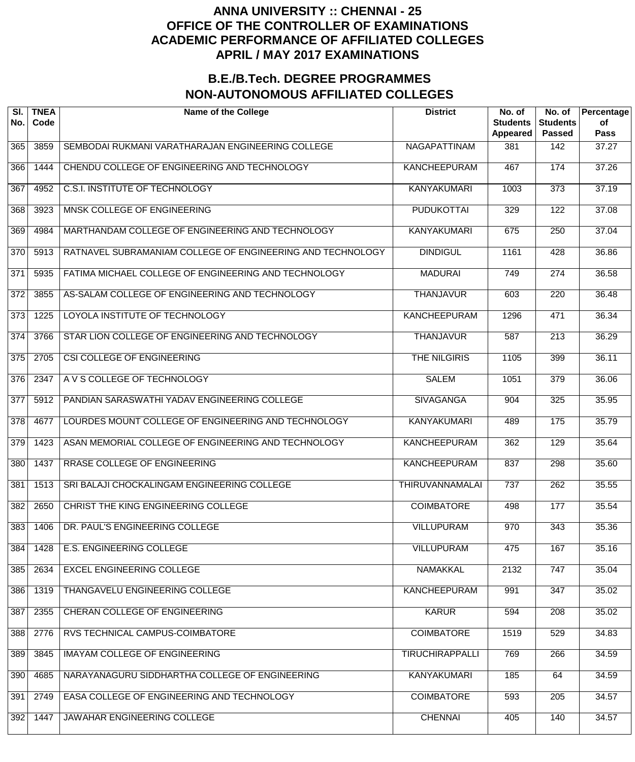# ANNA UNIVERSITY :: CHENNAI - 25
# OFFICE OF THE CONTROLLER OF EXAMINATIONS
# ACADEMIC PERFORMANCE OF AFFILIATED COLLEGES
# APRIL / MAY 2017 EXAMINATIONS

## B.E./B.Tech. DEGREE PROGRAMMES
## NON-AUTONOMOUS AFFILIATED COLLEGES

| Sl. No. | TNEA Code | Name of the College | District | No. of Students Appeared | No. of Students Passed | Percentage of Pass |
|---|---|---|---|---|---|---|
| 365 | 3859 | SEMBODAI RUKMANI VARATHARAJAN ENGINEERING COLLEGE | NAGAPATTINAM | 381 | 142 | 37.27 |
| 366 | 1444 | CHENDU COLLEGE OF ENGINEERING AND TECHNOLOGY | KANCHEEPURAM | 467 | 174 | 37.26 |
| 367 | 4952 | C.S.I. INSTITUTE OF TECHNOLOGY | KANYAKUMARI | 1003 | 373 | 37.19 |
| 368 | 3923 | MNSK COLLEGE OF ENGINEERING | PUDUKOTTAI | 329 | 122 | 37.08 |
| 369 | 4984 | MARTHANDAM COLLEGE OF ENGINEERING AND TECHNOLOGY | KANYAKUMARI | 675 | 250 | 37.04 |
| 370 | 5913 | RATNAVEL SUBRAMANIAM COLLEGE OF ENGINEERING AND TECHNOLOGY | DINDIGUL | 1161 | 428 | 36.86 |
| 371 | 5935 | FATIMA MICHAEL COLLEGE OF ENGINEERING AND TECHNOLOGY | MADURAI | 749 | 274 | 36.58 |
| 372 | 3855 | AS-SALAM COLLEGE OF ENGINEERING AND TECHNOLOGY | THANJAVUR | 603 | 220 | 36.48 |
| 373 | 1225 | LOYOLA INSTITUTE OF TECHNOLOGY | KANCHEEPURAM | 1296 | 471 | 36.34 |
| 374 | 3766 | STAR LION COLLEGE OF ENGINEERING AND TECHNOLOGY | THANJAVUR | 587 | 213 | 36.29 |
| 375 | 2705 | CSI COLLEGE OF ENGINEERING | THE NILGIRIS | 1105 | 399 | 36.11 |
| 376 | 2347 | A V S COLLEGE OF TECHNOLOGY | SALEM | 1051 | 379 | 36.06 |
| 377 | 5912 | PANDIAN SARASWATHI YADAV ENGINEERING COLLEGE | SIVAGANGA | 904 | 325 | 35.95 |
| 378 | 4677 | LOURDES MOUNT COLLEGE OF ENGINEERING AND TECHNOLOGY | KANYAKUMARI | 489 | 175 | 35.79 |
| 379 | 1423 | ASAN MEMORIAL COLLEGE OF ENGINEERING AND TECHNOLOGY | KANCHEEPURAM | 362 | 129 | 35.64 |
| 380 | 1437 | RRASE COLLEGE OF ENGINEERING | KANCHEEPURAM | 837 | 298 | 35.60 |
| 381 | 1513 | SRI BALAJI CHOCKALINGAM ENGINEERING COLLEGE | THIRUVANNAMALAI | 737 | 262 | 35.55 |
| 382 | 2650 | CHRIST THE KING ENGINEERING COLLEGE | COIMBATORE | 498 | 177 | 35.54 |
| 383 | 1406 | DR. PAUL'S ENGINEERING COLLEGE | VILLUPURAM | 970 | 343 | 35.36 |
| 384 | 1428 | E.S. ENGINEERING COLLEGE | VILLUPURAM | 475 | 167 | 35.16 |
| 385 | 2634 | EXCEL ENGINEERING COLLEGE | NAMAKKAL | 2132 | 747 | 35.04 |
| 386 | 1319 | THANGAVELU ENGINEERING COLLEGE | KANCHEEPURAM | 991 | 347 | 35.02 |
| 387 | 2355 | CHERAN COLLEGE OF ENGINEERING | KARUR | 594 | 208 | 35.02 |
| 388 | 2776 | RVS TECHNICAL CAMPUS-COIMBATORE | COIMBATORE | 1519 | 529 | 34.83 |
| 389 | 3845 | IMAYAM COLLEGE OF ENGINEERING | TIRUCHIRAPPALLI | 769 | 266 | 34.59 |
| 390 | 4685 | NARAYANAGURU SIDDHARTHA COLLEGE OF ENGINEERING | KANYAKUMARI | 185 | 64 | 34.59 |
| 391 | 2749 | EASA COLLEGE OF ENGINEERING AND TECHNOLOGY | COIMBATORE | 593 | 205 | 34.57 |
| 392 | 1447 | JAWAHAR ENGINEERING COLLEGE | CHENNAI | 405 | 140 | 34.57 |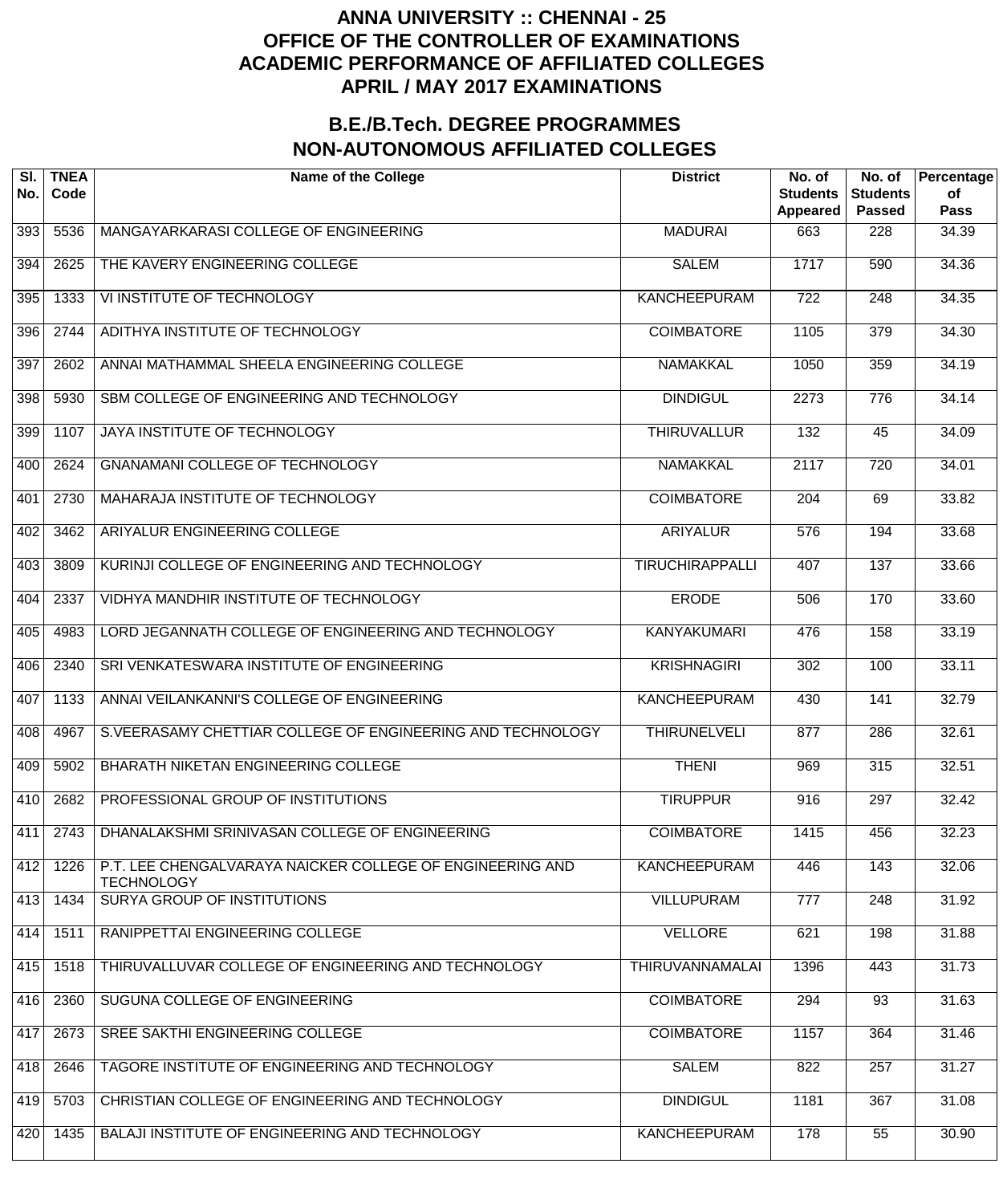# ANNA UNIVERSITY :: CHENNAI - 25
# OFFICE OF THE CONTROLLER OF EXAMINATIONS
# ACADEMIC PERFORMANCE OF AFFILIATED COLLEGES
# APRIL / MAY 2017 EXAMINATIONS

## B.E./B.Tech. DEGREE PROGRAMMES
## NON-AUTONOMOUS AFFILIATED COLLEGES

| Sl. No. | TNEA Code | Name of the College | District | No. of Students Appeared | No. of Students Passed | Percentage of Pass |
|---|---|---|---|---|---|---|
| 393 | 5536 | MANGAYARKARASI COLLEGE OF ENGINEERING | MADURAI | 663 | 228 | 34.39 |
| 394 | 2625 | THE KAVERY ENGINEERING COLLEGE | SALEM | 1717 | 590 | 34.36 |
| 395 | 1333 | VI INSTITUTE OF TECHNOLOGY | KANCHEEPURAM | 722 | 248 | 34.35 |
| 396 | 2744 | ADITHYA INSTITUTE OF TECHNOLOGY | COIMBATORE | 1105 | 379 | 34.30 |
| 397 | 2602 | ANNAI MATHAMMAL SHEELA ENGINEERING COLLEGE | NAMAKKAL | 1050 | 359 | 34.19 |
| 398 | 5930 | SBM COLLEGE OF ENGINEERING AND TECHNOLOGY | DINDIGUL | 2273 | 776 | 34.14 |
| 399 | 1107 | JAYA INSTITUTE OF TECHNOLOGY | THIRUVALLUR | 132 | 45 | 34.09 |
| 400 | 2624 | GNANAMANI COLLEGE OF TECHNOLOGY | NAMAKKAL | 2117 | 720 | 34.01 |
| 401 | 2730 | MAHARAJA INSTITUTE OF TECHNOLOGY | COIMBATORE | 204 | 69 | 33.82 |
| 402 | 3462 | ARIYALUR ENGINEERING COLLEGE | ARIYALUR | 576 | 194 | 33.68 |
| 403 | 3809 | KURINJI COLLEGE OF ENGINEERING AND TECHNOLOGY | TIRUCHIRAPPALLI | 407 | 137 | 33.66 |
| 404 | 2337 | VIDHYA MANDHIR INSTITUTE OF TECHNOLOGY | ERODE | 506 | 170 | 33.60 |
| 405 | 4983 | LORD JEGANNATH COLLEGE OF ENGINEERING AND TECHNOLOGY | KANYAKUMARI | 476 | 158 | 33.19 |
| 406 | 2340 | SRI VENKATESWARA INSTITUTE OF ENGINEERING | KRISHNAGIRI | 302 | 100 | 33.11 |
| 407 | 1133 | ANNAI VEILANKANNI'S COLLEGE OF ENGINEERING | KANCHEEPURAM | 430 | 141 | 32.79 |
| 408 | 4967 | S.VEERASAMY CHETTIAR COLLEGE OF ENGINEERING AND TECHNOLOGY | THIRUNELVELI | 877 | 286 | 32.61 |
| 409 | 5902 | BHARATH NIKETAN ENGINEERING COLLEGE | THENI | 969 | 315 | 32.51 |
| 410 | 2682 | PROFESSIONAL GROUP OF INSTITUTIONS | TIRUPPUR | 916 | 297 | 32.42 |
| 411 | 2743 | DHANALAKSHMI SRINIVASAN COLLEGE OF ENGINEERING | COIMBATORE | 1415 | 456 | 32.23 |
| 412 | 1226 | P.T. LEE CHENGALVARAYA NAICKER COLLEGE OF ENGINEERING AND TECHNOLOGY | KANCHEEPURAM | 446 | 143 | 32.06 |
| 413 | 1434 | SURYA GROUP OF INSTITUTIONS | VILLUPURAM | 777 | 248 | 31.92 |
| 414 | 1511 | RANIPPETTAI ENGINEERING COLLEGE | VELLORE | 621 | 198 | 31.88 |
| 415 | 1518 | THIRUVALLUVAR COLLEGE OF ENGINEERING AND TECHNOLOGY | THIRUVANNAMALAI | 1396 | 443 | 31.73 |
| 416 | 2360 | SUGUNA COLLEGE OF ENGINEERING | COIMBATORE | 294 | 93 | 31.63 |
| 417 | 2673 | SREE SAKTHI ENGINEERING COLLEGE | COIMBATORE | 1157 | 364 | 31.46 |
| 418 | 2646 | TAGORE INSTITUTE OF ENGINEERING AND TECHNOLOGY | SALEM | 822 | 257 | 31.27 |
| 419 | 5703 | CHRISTIAN COLLEGE OF ENGINEERING AND TECHNOLOGY | DINDIGUL | 1181 | 367 | 31.08 |
| 420 | 1435 | BALAJI INSTITUTE OF ENGINEERING AND TECHNOLOGY | KANCHEEPURAM | 178 | 55 | 30.90 |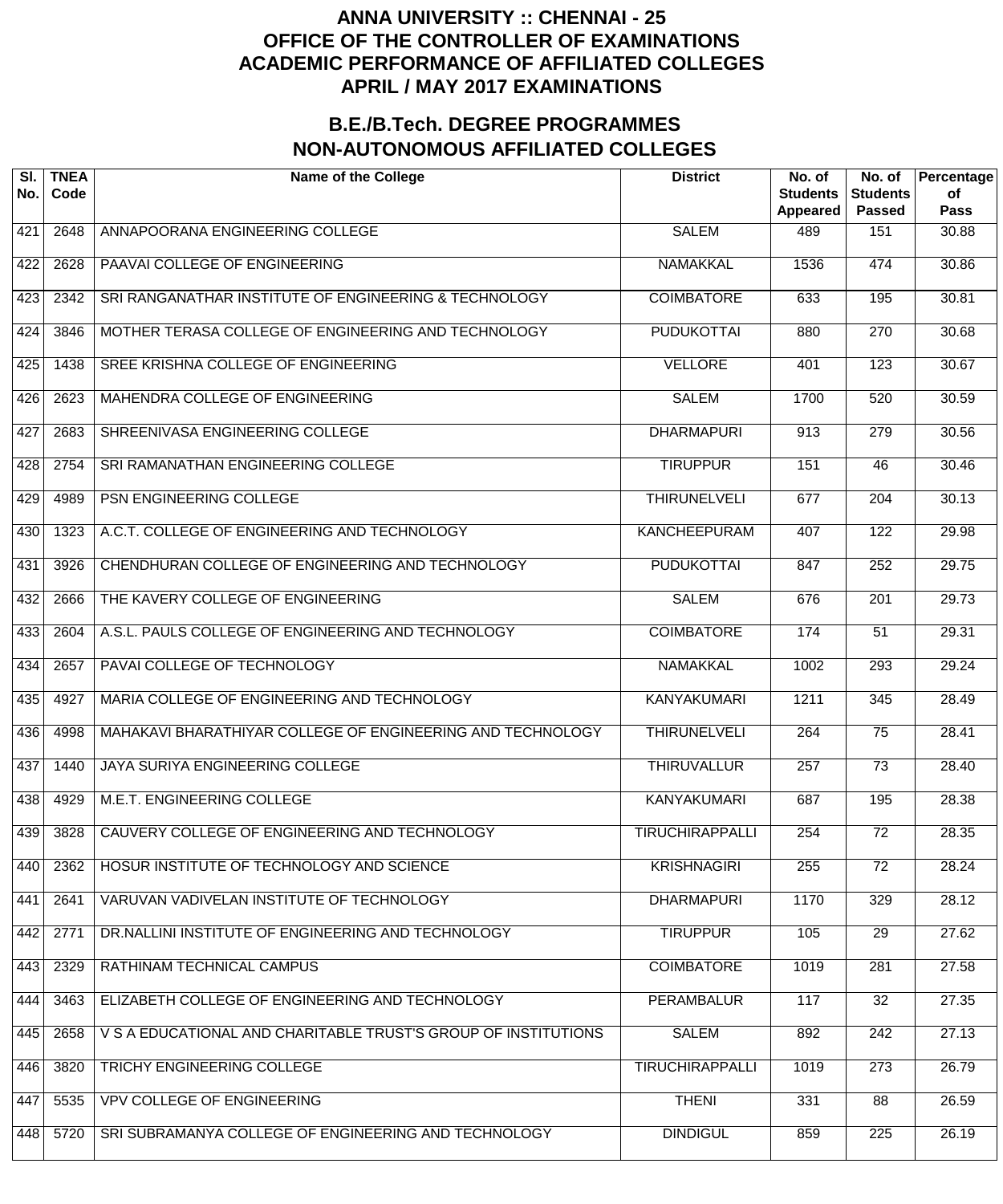# ANNA UNIVERSITY :: CHENNAI - 25
# OFFICE OF THE CONTROLLER OF EXAMINATIONS
# ACADEMIC PERFORMANCE OF AFFILIATED COLLEGES
# APRIL / MAY 2017 EXAMINATIONS

## B.E./B.Tech. DEGREE PROGRAMMES
## NON-AUTONOMOUS AFFILIATED COLLEGES

| Sl. No. | TNEA Code | Name of the College | District | No. of Students Appeared | No. of Students Passed | Percentage of Pass |
|---|---|---|---|---|---|---|
| 421 | 2648 | ANNAPOORANA ENGINEERING COLLEGE | SALEM | 489 | 151 | 30.88 |
| 422 | 2628 | PAAVAI COLLEGE OF ENGINEERING | NAMAKKAL | 1536 | 474 | 30.86 |
| 423 | 2342 | SRI RANGANATHAR INSTITUTE OF ENGINEERING & TECHNOLOGY | COIMBATORE | 633 | 195 | 30.81 |
| 424 | 3846 | MOTHER TERASA COLLEGE OF ENGINEERING AND TECHNOLOGY | PUDUKOTTAI | 880 | 270 | 30.68 |
| 425 | 1438 | SREE KRISHNA COLLEGE OF ENGINEERING | VELLORE | 401 | 123 | 30.67 |
| 426 | 2623 | MAHENDRA COLLEGE OF ENGINEERING | SALEM | 1700 | 520 | 30.59 |
| 427 | 2683 | SHREENIVASA ENGINEERING COLLEGE | DHARMAPURI | 913 | 279 | 30.56 |
| 428 | 2754 | SRI RAMANATHAN ENGINEERING COLLEGE | TIRUPPUR | 151 | 46 | 30.46 |
| 429 | 4989 | PSN ENGINEERING COLLEGE | THIRUNELVELI | 677 | 204 | 30.13 |
| 430 | 1323 | A.C.T. COLLEGE OF ENGINEERING AND TECHNOLOGY | KANCHEEPURAM | 407 | 122 | 29.98 |
| 431 | 3926 | CHENDHURAN COLLEGE OF ENGINEERING AND TECHNOLOGY | PUDUKOTTAI | 847 | 252 | 29.75 |
| 432 | 2666 | THE KAVERY COLLEGE OF ENGINEERING | SALEM | 676 | 201 | 29.73 |
| 433 | 2604 | A.S.L. PAULS COLLEGE OF ENGINEERING AND TECHNOLOGY | COIMBATORE | 174 | 51 | 29.31 |
| 434 | 2657 | PAVAI COLLEGE OF TECHNOLOGY | NAMAKKAL | 1002 | 293 | 29.24 |
| 435 | 4927 | MARIA COLLEGE OF ENGINEERING AND TECHNOLOGY | KANYAKUMARI | 1211 | 345 | 28.49 |
| 436 | 4998 | MAHAKAVI BHARATHIYAR COLLEGE OF ENGINEERING AND TECHNOLOGY | THIRUNELVELI | 264 | 75 | 28.41 |
| 437 | 1440 | JAYA SURIYA ENGINEERING COLLEGE | THIRUVALLUR | 257 | 73 | 28.40 |
| 438 | 4929 | M.E.T. ENGINEERING COLLEGE | KANYAKUMARI | 687 | 195 | 28.38 |
| 439 | 3828 | CAUVERY COLLEGE OF ENGINEERING AND TECHNOLOGY | TIRUCHIRAPPALLI | 254 | 72 | 28.35 |
| 440 | 2362 | HOSUR INSTITUTE OF TECHNOLOGY AND SCIENCE | KRISHNAGIRI | 255 | 72 | 28.24 |
| 441 | 2641 | VARUVAN VADIVELAN INSTITUTE OF TECHNOLOGY | DHARMAPURI | 1170 | 329 | 28.12 |
| 442 | 2771 | DR.NALLINI INSTITUTE OF ENGINEERING AND TECHNOLOGY | TIRUPPUR | 105 | 29 | 27.62 |
| 443 | 2329 | RATHINAM TECHNICAL CAMPUS | COIMBATORE | 1019 | 281 | 27.58 |
| 444 | 3463 | ELIZABETH COLLEGE OF ENGINEERING AND TECHNOLOGY | PERAMBALUR | 117 | 32 | 27.35 |
| 445 | 2658 | V S A EDUCATIONAL AND CHARITABLE TRUST'S GROUP OF INSTITUTIONS | SALEM | 892 | 242 | 27.13 |
| 446 | 3820 | TRICHY ENGINEERING COLLEGE | TIRUCHIRAPPALLI | 1019 | 273 | 26.79 |
| 447 | 5535 | VPV COLLEGE OF ENGINEERING | THENI | 331 | 88 | 26.59 |
| 448 | 5720 | SRI SUBRAMANYA COLLEGE OF ENGINEERING AND TECHNOLOGY | DINDIGUL | 859 | 225 | 26.19 |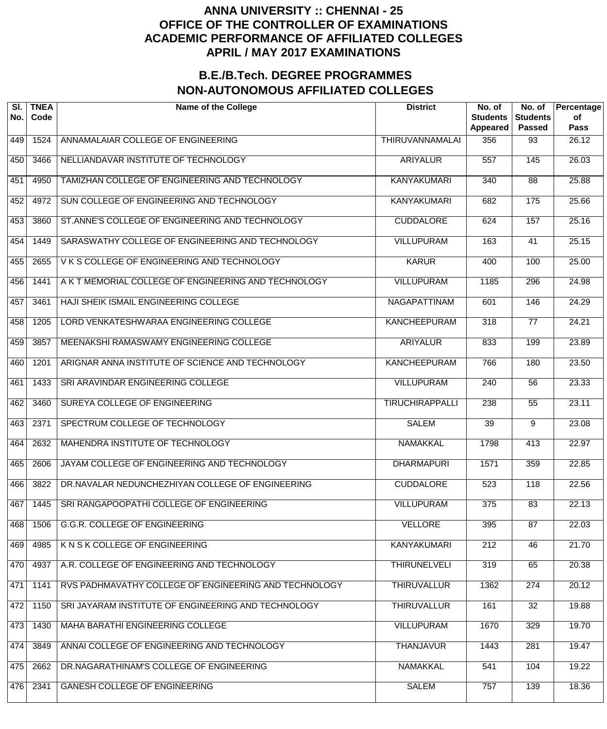# ANNA UNIVERSITY :: CHENNAI - 25
# OFFICE OF THE CONTROLLER OF EXAMINATIONS
# ACADEMIC PERFORMANCE OF AFFILIATED COLLEGES
# APRIL / MAY 2017 EXAMINATIONS

## B.E./B.Tech. DEGREE PROGRAMMES
## NON-AUTONOMOUS AFFILIATED COLLEGES

| Sl. No. | TNEA Code | Name of the College | District | No. of Students Appeared | No. of Students Passed | Percentage of Pass |
|---|---|---|---|---|---|---|
| 449 | 1524 | ANNAMALAIAR COLLEGE OF ENGINEERING | THIRUVANNAMALAI | 356 | 93 | 26.12 |
| 450 | 3466 | NELLIANDAVAR INSTITUTE OF TECHNOLOGY | ARIYALUR | 557 | 145 | 26.03 |
| 451 | 4950 | TAMIZHAN COLLEGE OF ENGINEERING AND TECHNOLOGY | KANYAKUMARI | 340 | 88 | 25.88 |
| 452 | 4972 | SUN COLLEGE OF ENGINEERING AND TECHNOLOGY | KANYAKUMARI | 682 | 175 | 25.66 |
| 453 | 3860 | ST.ANNE'S COLLEGE OF ENGINEERING AND TECHNOLOGY | CUDDALORE | 624 | 157 | 25.16 |
| 454 | 1449 | SARASWATHY COLLEGE OF ENGINEERING AND TECHNOLOGY | VILLUPURAM | 163 | 41 | 25.15 |
| 455 | 2655 | V K S COLLEGE OF ENGINEERING AND TECHNOLOGY | KARUR | 400 | 100 | 25.00 |
| 456 | 1441 | A K T MEMORIAL COLLEGE OF ENGINEERING AND TECHNOLOGY | VILLUPURAM | 1185 | 296 | 24.98 |
| 457 | 3461 | HAJI SHEIK ISMAIL ENGINEERING COLLEGE | NAGAPATTINAM | 601 | 146 | 24.29 |
| 458 | 1205 | LORD VENKATESHWARAA ENGINEERING COLLEGE | KANCHEEPURAM | 318 | 77 | 24.21 |
| 459 | 3857 | MEENAKSHI RAMASWAMY ENGINEERING COLLEGE | ARIYALUR | 833 | 199 | 23.89 |
| 460 | 1201 | ARIGNAR ANNA INSTITUTE OF SCIENCE AND TECHNOLOGY | KANCHEEPURAM | 766 | 180 | 23.50 |
| 461 | 1433 | SRI ARAVINDAR ENGINEERING COLLEGE | VILLUPURAM | 240 | 56 | 23.33 |
| 462 | 3460 | SUREYA COLLEGE OF ENGINEERING | TIRUCHIRAPPALLI | 238 | 55 | 23.11 |
| 463 | 2371 | SPECTRUM COLLEGE OF TECHNOLOGY | SALEM | 39 | 9 | 23.08 |
| 464 | 2632 | MAHENDRA INSTITUTE OF TECHNOLOGY | NAMAKKAL | 1798 | 413 | 22.97 |
| 465 | 2606 | JAYAM COLLEGE OF ENGINEERING AND TECHNOLOGY | DHARMAPURI | 1571 | 359 | 22.85 |
| 466 | 3822 | DR.NAVALAR NEDUNCHEZHIYAN COLLEGE OF ENGINEERING | CUDDALORE | 523 | 118 | 22.56 |
| 467 | 1445 | SRI RANGAPOOPATHI COLLEGE OF ENGINEERING | VILLUPURAM | 375 | 83 | 22.13 |
| 468 | 1506 | G.G.R. COLLEGE OF ENGINEERING | VELLORE | 395 | 87 | 22.03 |
| 469 | 4985 | K N S K COLLEGE OF ENGINEERING | KANYAKUMARI | 212 | 46 | 21.70 |
| 470 | 4937 | A.R. COLLEGE OF ENGINEERING AND TECHNOLOGY | THIRUNELVELI | 319 | 65 | 20.38 |
| 471 | 1141 | RVS PADHMAVATHY COLLEGE OF ENGINEERING AND TECHNOLOGY | THIRUVALLUR | 1362 | 274 | 20.12 |
| 472 | 1150 | SRI JAYARAM INSTITUTE OF ENGINEERING AND TECHNOLOGY | THIRUVALLUR | 161 | 32 | 19.88 |
| 473 | 1430 | MAHA BARATHI ENGINEERING COLLEGE | VILLUPURAM | 1670 | 329 | 19.70 |
| 474 | 3849 | ANNAI COLLEGE OF ENGINEERING AND TECHNOLOGY | THANJAVUR | 1443 | 281 | 19.47 |
| 475 | 2662 | DR.NAGARATHINAM'S COLLEGE OF ENGINEERING | NAMAKKAL | 541 | 104 | 19.22 |
| 476 | 2341 | GANESH COLLEGE OF ENGINEERING | SALEM | 757 | 139 | 18.36 |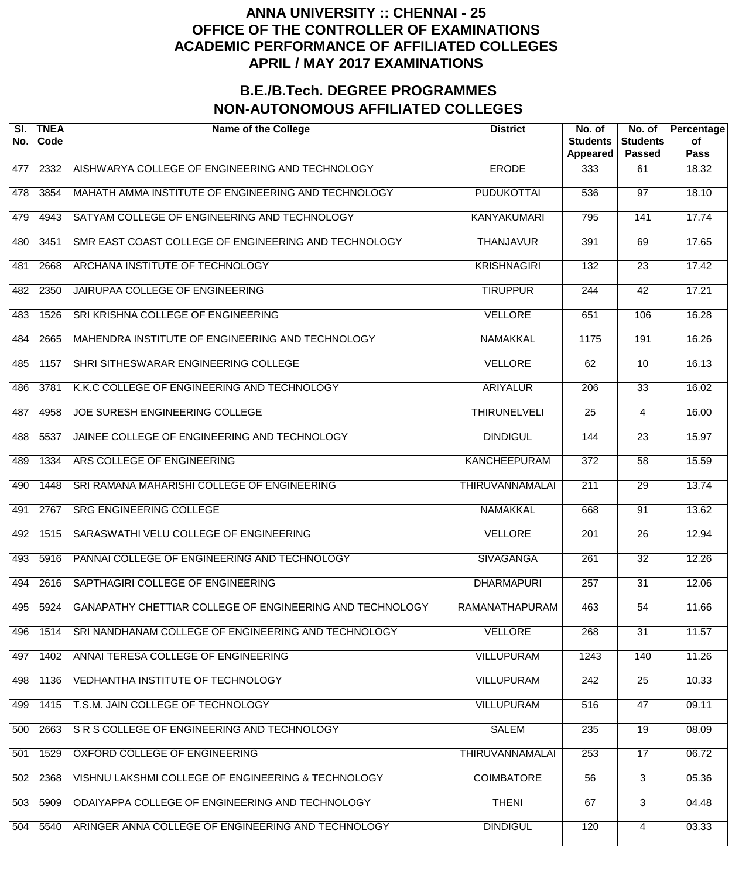# ANNA UNIVERSITY :: CHENNAI - 25
# OFFICE OF THE CONTROLLER OF EXAMINATIONS
# ACADEMIC PERFORMANCE OF AFFILIATED COLLEGES
# APRIL / MAY 2017 EXAMINATIONS

## B.E./B.Tech. DEGREE PROGRAMMES
## NON-AUTONOMOUS AFFILIATED COLLEGES

| Sl. No. | TNEA Code | Name of the College | District | No. of Students Appeared | No. of Students Passed | Percentage of Pass |
|---|---|---|---|---|---|---|
| 477 | 2332 | AISHWARYA COLLEGE OF ENGINEERING AND TECHNOLOGY | ERODE | 333 | 61 | 18.32 |
| 478 | 3854 | MAHATH AMMA INSTITUTE OF ENGINEERING AND TECHNOLOGY | PUDUKOTTAI | 536 | 97 | 18.10 |
| 479 | 4943 | SATYAM COLLEGE OF ENGINEERING AND TECHNOLOGY | KANYAKUMARI | 795 | 141 | 17.74 |
| 480 | 3451 | SMR EAST COAST COLLEGE OF ENGINEERING AND TECHNOLOGY | THANJAVUR | 391 | 69 | 17.65 |
| 481 | 2668 | ARCHANA INSTITUTE OF TECHNOLOGY | KRISHNAGIRI | 132 | 23 | 17.42 |
| 482 | 2350 | JAIRUPAA COLLEGE OF ENGINEERING | TIRUPPUR | 244 | 42 | 17.21 |
| 483 | 1526 | SRI KRISHNA COLLEGE OF ENGINEERING | VELLORE | 651 | 106 | 16.28 |
| 484 | 2665 | MAHENDRA INSTITUTE OF ENGINEERING AND TECHNOLOGY | NAMAKKAL | 1175 | 191 | 16.26 |
| 485 | 1157 | SHRI SITHESWARAR ENGINEERING COLLEGE | VELLORE | 62 | 10 | 16.13 |
| 486 | 3781 | K.K.C COLLEGE OF ENGINEERING AND TECHNOLOGY | ARIYALUR | 206 | 33 | 16.02 |
| 487 | 4958 | JOE SURESH ENGINEERING COLLEGE | THIRUNELVELI | 25 | 4 | 16.00 |
| 488 | 5537 | JAINEE COLLEGE OF ENGINEERING AND TECHNOLOGY | DINDIGUL | 144 | 23 | 15.97 |
| 489 | 1334 | ARS COLLEGE OF ENGINEERING | KANCHEEPURAM | 372 | 58 | 15.59 |
| 490 | 1448 | SRI RAMANA MAHARISHI COLLEGE OF ENGINEERING | THIRUVANNAMALAI | 211 | 29 | 13.74 |
| 491 | 2767 | SRG ENGINEERING COLLEGE | NAMAKKAL | 668 | 91 | 13.62 |
| 492 | 1515 | SARASWATHI VELU COLLEGE OF ENGINEERING | VELLORE | 201 | 26 | 12.94 |
| 493 | 5916 | PANNAI COLLEGE OF ENGINEERING AND TECHNOLOGY | SIVAGANGA | 261 | 32 | 12.26 |
| 494 | 2616 | SAPTHAGIRI COLLEGE OF ENGINEERING | DHARMAPURI | 257 | 31 | 12.06 |
| 495 | 5924 | GANAPATHY CHETTIAR COLLEGE OF ENGINEERING AND TECHNOLOGY | RAMANATHAPURAM | 463 | 54 | 11.66 |
| 496 | 1514 | SRI NANDHANAM COLLEGE OF ENGINEERING AND TECHNOLOGY | VELLORE | 268 | 31 | 11.57 |
| 497 | 1402 | ANNAI TERESA COLLEGE OF ENGINEERING | VILLUPURAM | 1243 | 140 | 11.26 |
| 498 | 1136 | VEDHANTHA INSTITUTE OF TECHNOLOGY | VILLUPURAM | 242 | 25 | 10.33 |
| 499 | 1415 | T.S.M. JAIN COLLEGE OF TECHNOLOGY | VILLUPURAM | 516 | 47 | 09.11 |
| 500 | 2663 | S R S COLLEGE OF ENGINEERING AND TECHNOLOGY | SALEM | 235 | 19 | 08.09 |
| 501 | 1529 | OXFORD COLLEGE OF ENGINEERING | THIRUVANNAMALAI | 253 | 17 | 06.72 |
| 502 | 2368 | VISHNU LAKSHMI COLLEGE OF ENGINEERING & TECHNOLOGY | COIMBATORE | 56 | 3 | 05.36 |
| 503 | 5909 | ODAIYAPPA COLLEGE OF ENGINEERING AND TECHNOLOGY | THENI | 67 | 3 | 04.48 |
| 504 | 5540 | ARINGER ANNA COLLEGE OF ENGINEERING AND TECHNOLOGY | DINDIGUL | 120 | 4 | 03.33 |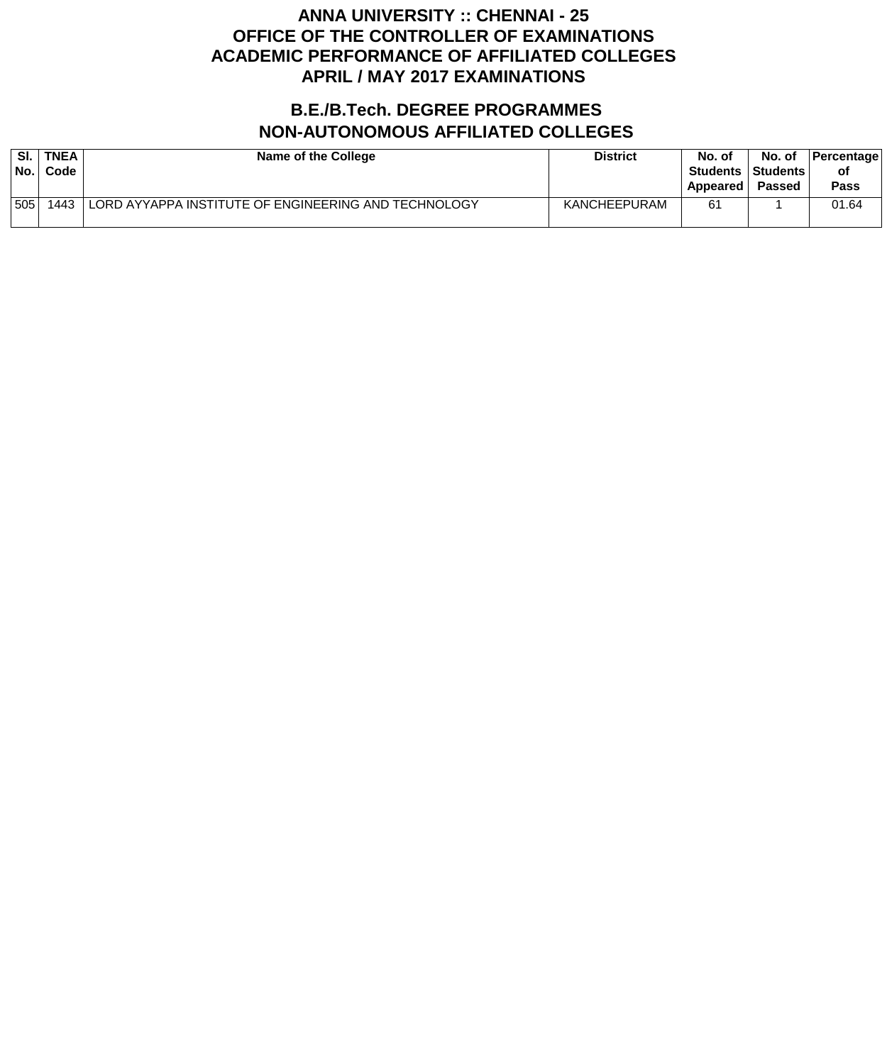# ANNA UNIVERSITY :: CHENNAI - 25
# OFFICE OF THE CONTROLLER OF EXAMINATIONS
# ACADEMIC PERFORMANCE OF AFFILIATED COLLEGES
# APRIL / MAY 2017 EXAMINATIONS

## B.E./B.Tech. DEGREE PROGRAMMES
## NON-AUTONOMOUS AFFILIATED COLLEGES

| Sl. No. | TNEA Code | Name of the College | District | No. of Students Appeared | No. of Students Passed | Percentage of Pass |
|---|---|---|---|---|---|---|
| 505 | 1443 | LORD AYYAPPA INSTITUTE OF ENGINEERING AND TECHNOLOGY | KANCHEEPURAM | 61 | 1 | 01.64 |